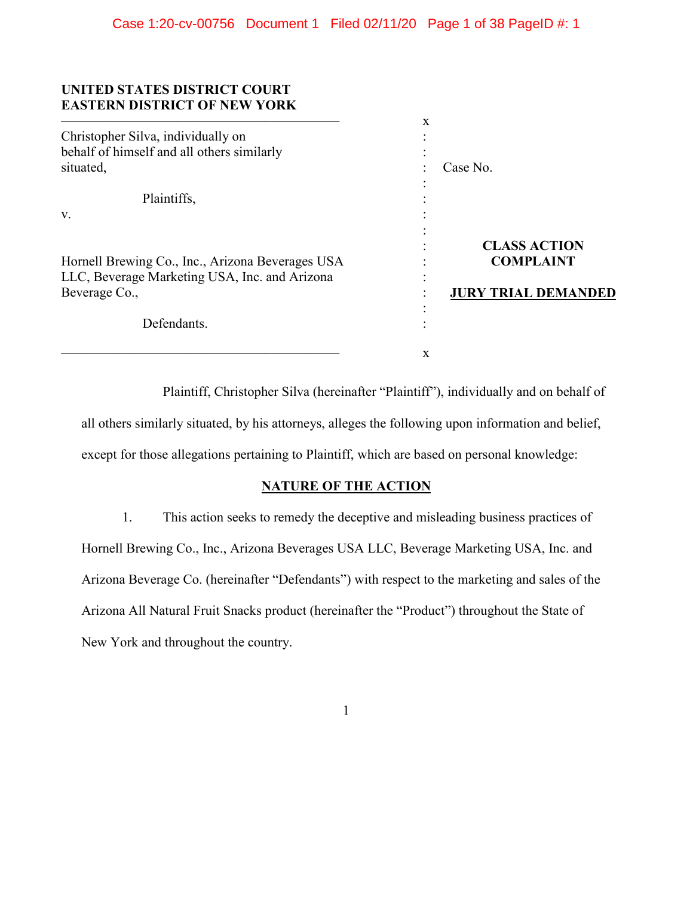UNITED STATES DISTRICT COURT
EASTERN DISTRICT OF NEW YORK

| | | |
|---|---|---|
| Christopher Silva, individually on behalf of himself and all others similarly situated,<br><br>Plaintiffs,<br>v.<br><br>Hornell Brewing Co., Inc., Arizona Beverages USA LLC, Beverage Marketing USA, Inc. and Arizona Beverage Co.,<br><br>Defendants. | : | Case No.<br><br>**CLASS ACTION COMPLAINT**<br><br>**JURY TRIAL DEMANDED** |

Plaintiff, Christopher Silva (hereinafter "Plaintiff"), individually and on behalf of all others similarly situated, by his attorneys, alleges the following upon information and belief, except for those allegations pertaining to Plaintiff, which are based on personal knowledge:

## NATURE OF THE ACTION

1. This action seeks to remedy the deceptive and misleading business practices of Hornell Brewing Co., Inc., Arizona Beverages USA LLC, Beverage Marketing USA, Inc. and Arizona Beverage Co. (hereinafter "Defendants") with respect to the marketing and sales of the Arizona All Natural Fruit Snacks product (hereinafter the "Product") throughout the State of New York and throughout the country.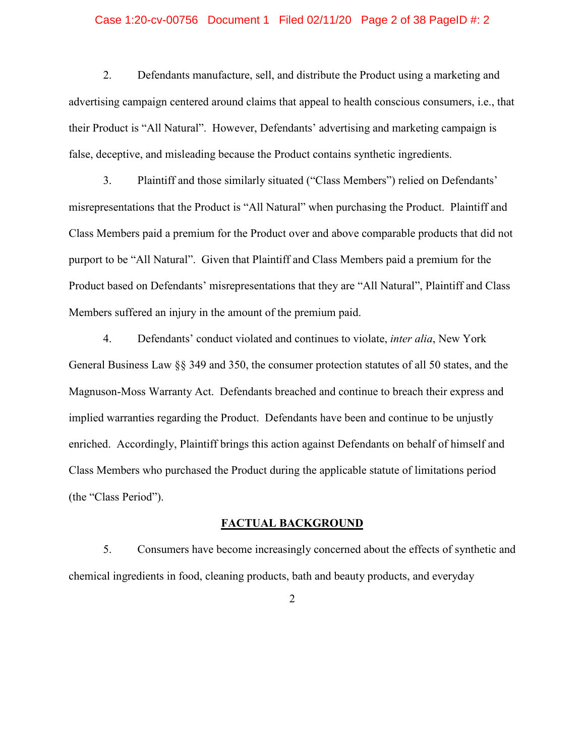2. Defendants manufacture, sell, and distribute the Product using a marketing and advertising campaign centered around claims that appeal to health conscious consumers, i.e., that their Product is "All Natural". However, Defendants' advertising and marketing campaign is false, deceptive, and misleading because the Product contains synthetic ingredients.

3. Plaintiff and those similarly situated ("Class Members") relied on Defendants' misrepresentations that the Product is "All Natural" when purchasing the Product. Plaintiff and Class Members paid a premium for the Product over and above comparable products that did not purport to be "All Natural". Given that Plaintiff and Class Members paid a premium for the Product based on Defendants' misrepresentations that they are "All Natural", Plaintiff and Class Members suffered an injury in the amount of the premium paid.

4. Defendants' conduct violated and continues to violate, *inter alia*, New York General Business Law §§ 349 and 350, the consumer protection statutes of all 50 states, and the Magnuson-Moss Warranty Act. Defendants breached and continue to breach their express and implied warranties regarding the Product. Defendants have been and continue to be unjustly enriched. Accordingly, Plaintiff brings this action against Defendants on behalf of himself and Class Members who purchased the Product during the applicable statute of limitations period (the "Class Period").

## FACTUAL BACKGROUND

5. Consumers have become increasingly concerned about the effects of synthetic and chemical ingredients in food, cleaning products, bath and beauty products, and everyday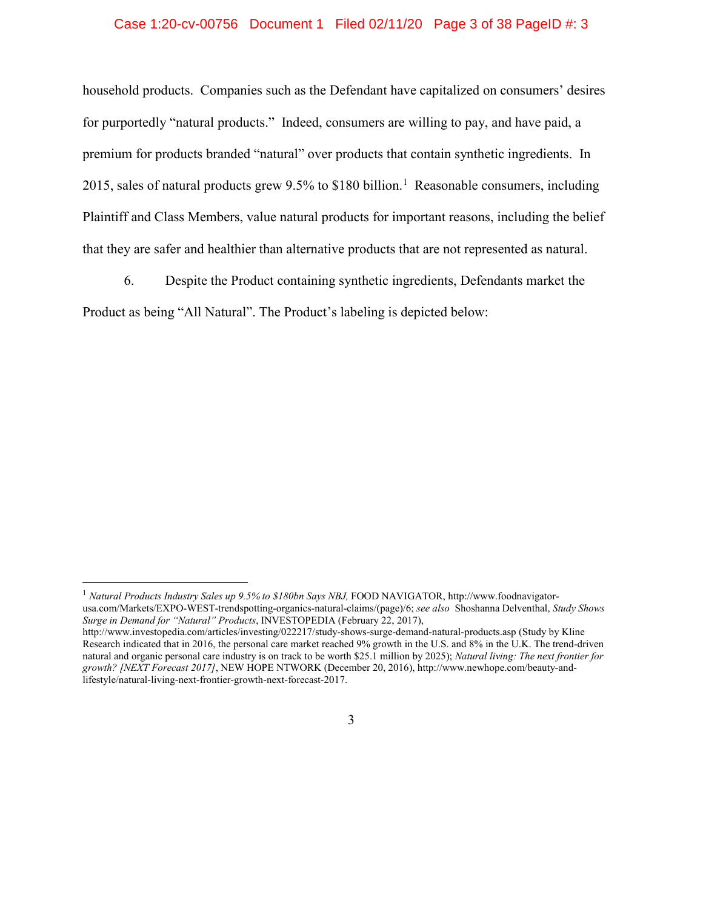household products. Companies such as the Defendant have capitalized on consumers' desires for purportedly "natural products." Indeed, consumers are willing to pay, and have paid, a premium for products branded "natural" over products that contain synthetic ingredients. In 2015, sales of natural products grew 9.5% to \$180 billion.[1] Reasonable consumers, including Plaintiff and Class Members, value natural products for important reasons, including the belief that they are safer and healthier than alternative products that are not represented as natural.

6. Despite the Product containing synthetic ingredients, Defendants market the Product as being "All Natural". The Product's labeling is depicted below:

---

[1] *Natural Products Industry Sales up 9.5% to \$180bn Says NBJ,* FOOD NAVIGATOR, http://www.foodnavigator-usa.com/Markets/EXPO-WEST-trendspotting-organics-natural-claims/(page)/6; *see also* Shoshanna Delventhal, *Study Shows Surge in Demand for "Natural" Products*, INVESTOPEDIA (February 22, 2017), http://www.investopedia.com/articles/investing/022217/study-shows-surge-demand-natural-products.asp (Study by Kline Research indicated that in 2016, the personal care market reached 9% growth in the U.S. and 8% in the U.K. The trend-driven natural and organic personal care industry is on track to be worth \$25.1 million by 2025); *Natural living: The next frontier for growth? [NEXT Forecast 2017]*, NEW HOPE NTWORK (December 20, 2016), http://www.newhope.com/beauty-and-lifestyle/natural-living-next-frontier-growth-next-forecast-2017.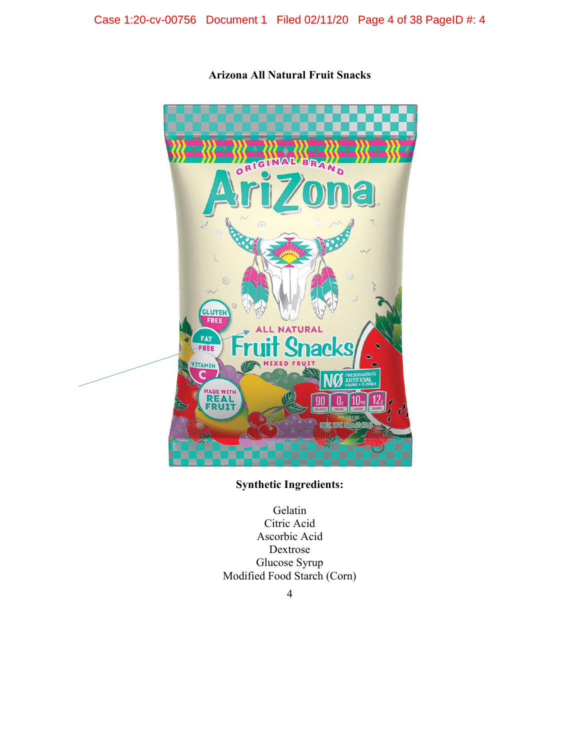**Arizona All Natural Fruit Snacks**

**Synthetic Ingredients:**

Gelatin
Citric Acid
Ascorbic Acid
Dextrose
Glucose Syrup
Modified Food Starch (Corn)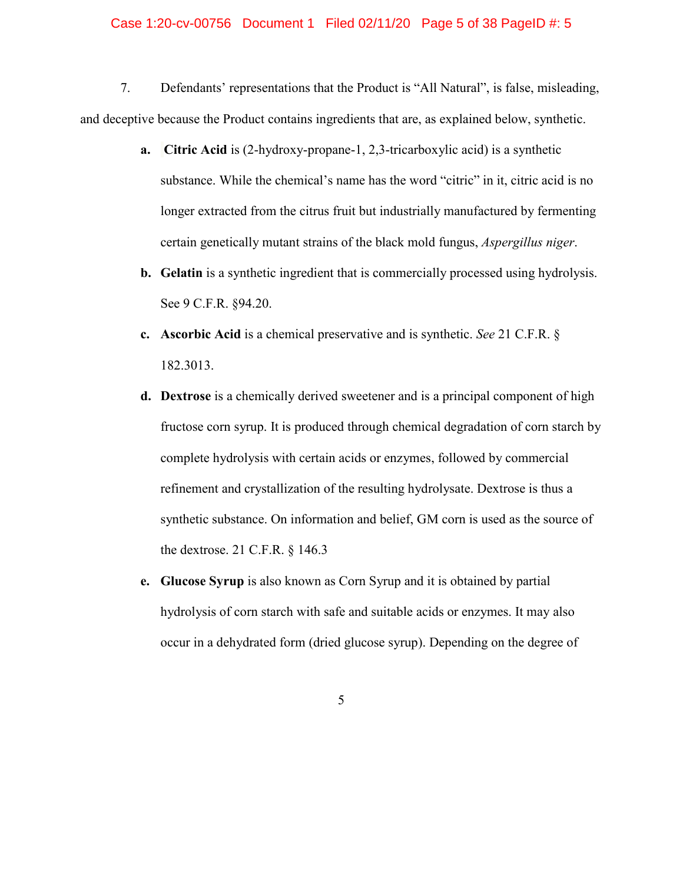7. Defendants' representations that the Product is "All Natural", is false, misleading, and deceptive because the Product contains ingredients that are, as explained below, synthetic.

a. **Citric Acid** is (2-hydroxy-propane-1, 2,3-tricarboxylic acid) is a synthetic substance. While the chemical's name has the word "citric" in it, citric acid is no longer extracted from the citrus fruit but industrially manufactured by fermenting certain genetically mutant strains of the black mold fungus, *Aspergillus niger*.

b. **Gelatin** is a synthetic ingredient that is commercially processed using hydrolysis. See 9 C.F.R. §94.20.

c. **Ascorbic Acid** is a chemical preservative and is synthetic. *See* 21 C.F.R. § 182.3013.

d. **Dextrose** is a chemically derived sweetener and is a principal component of high fructose corn syrup. It is produced through chemical degradation of corn starch by complete hydrolysis with certain acids or enzymes, followed by commercial refinement and crystallization of the resulting hydrolysate. Dextrose is thus a synthetic substance. On information and belief, GM corn is used as the source of the dextrose. 21 C.F.R. § 146.3

e. **Glucose Syrup** is also known as Corn Syrup and it is obtained by partial hydrolysis of corn starch with safe and suitable acids or enzymes. It may also occur in a dehydrated form (dried glucose syrup). Depending on the degree of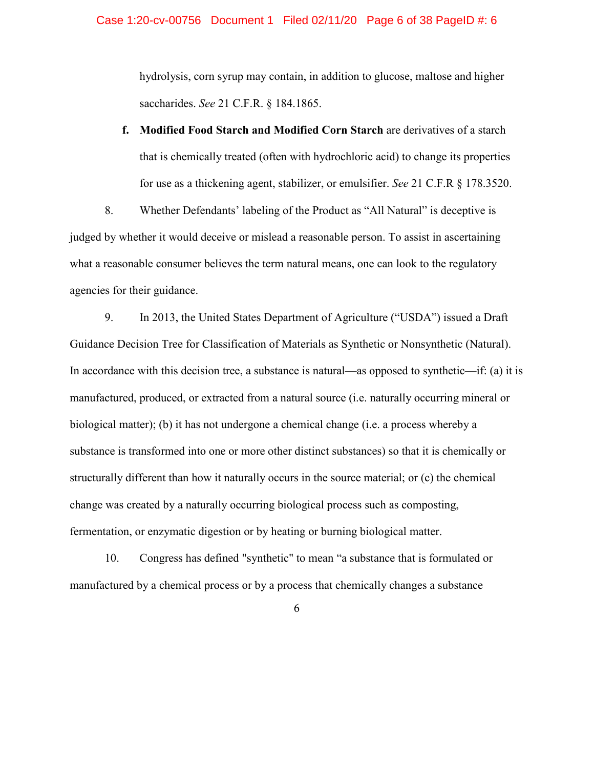hydrolysis, corn syrup may contain, in addition to glucose, maltose and higher saccharides. *See* 21 C.F.R. § 184.1865.

f. **Modified Food Starch and Modified Corn Starch** are derivatives of a starch that is chemically treated (often with hydrochloric acid) to change its properties for use as a thickening agent, stabilizer, or emulsifier. *See* 21 C.F.R § 178.3520.

8. Whether Defendants' labeling of the Product as "All Natural" is deceptive is judged by whether it would deceive or mislead a reasonable person. To assist in ascertaining what a reasonable consumer believes the term natural means, one can look to the regulatory agencies for their guidance.

9. In 2013, the United States Department of Agriculture ("USDA") issued a Draft Guidance Decision Tree for Classification of Materials as Synthetic or Nonsynthetic (Natural). In accordance with this decision tree, a substance is natural—as opposed to synthetic—if: (a) it is manufactured, produced, or extracted from a natural source (i.e. naturally occurring mineral or biological matter); (b) it has not undergone a chemical change (i.e. a process whereby a substance is transformed into one or more other distinct substances) so that it is chemically or structurally different than how it naturally occurs in the source material; or (c) the chemical change was created by a naturally occurring biological process such as composting, fermentation, or enzymatic digestion or by heating or burning biological matter.

10. Congress has defined "synthetic" to mean "a substance that is formulated or manufactured by a chemical process or by a process that chemically changes a substance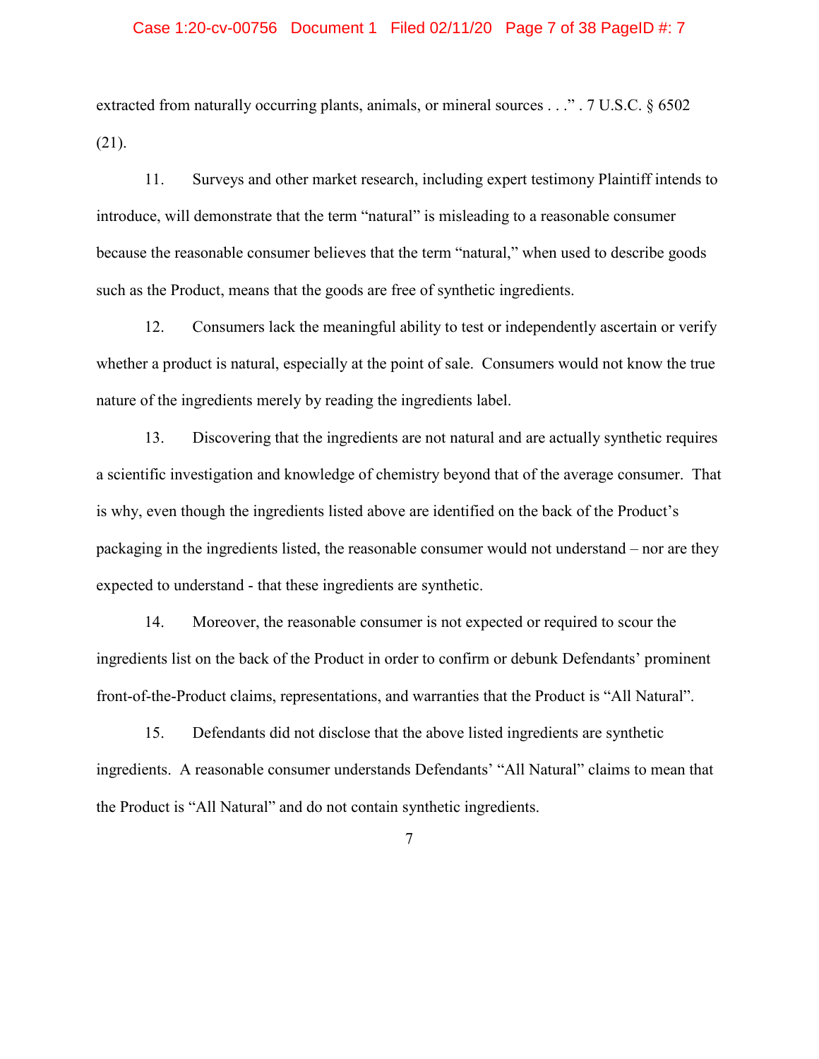extracted from naturally occurring plants, animals, or mineral sources . . ." . 7 U.S.C. § 6502 (21).

11. Surveys and other market research, including expert testimony Plaintiff intends to introduce, will demonstrate that the term "natural" is misleading to a reasonable consumer because the reasonable consumer believes that the term "natural," when used to describe goods such as the Product, means that the goods are free of synthetic ingredients.

12. Consumers lack the meaningful ability to test or independently ascertain or verify whether a product is natural, especially at the point of sale. Consumers would not know the true nature of the ingredients merely by reading the ingredients label.

13. Discovering that the ingredients are not natural and are actually synthetic requires a scientific investigation and knowledge of chemistry beyond that of the average consumer. That is why, even though the ingredients listed above are identified on the back of the Product's packaging in the ingredients listed, the reasonable consumer would not understand – nor are they expected to understand - that these ingredients are synthetic.

14. Moreover, the reasonable consumer is not expected or required to scour the ingredients list on the back of the Product in order to confirm or debunk Defendants' prominent front-of-the-Product claims, representations, and warranties that the Product is "All Natural".

15. Defendants did not disclose that the above listed ingredients are synthetic ingredients. A reasonable consumer understands Defendants' "All Natural" claims to mean that the Product is "All Natural" and do not contain synthetic ingredients.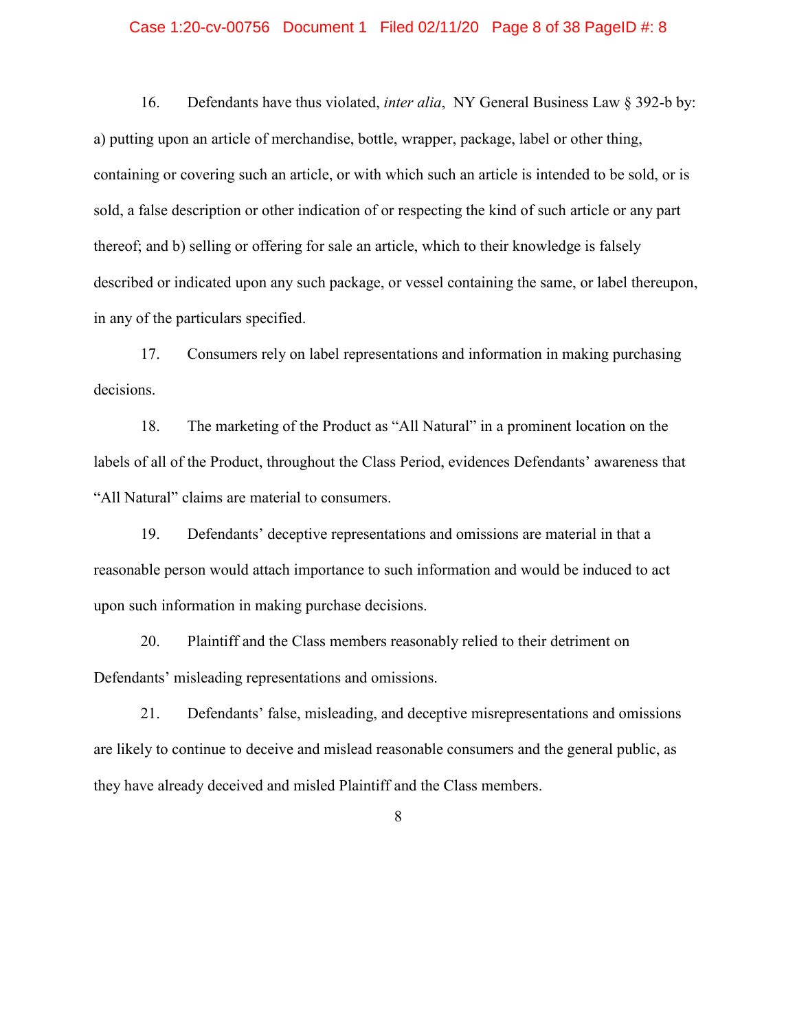16. Defendants have thus violated, *inter alia*, NY General Business Law § 392-b by: a) putting upon an article of merchandise, bottle, wrapper, package, label or other thing, containing or covering such an article, or with which such an article is intended to be sold, or is sold, a false description or other indication of or respecting the kind of such article or any part thereof; and b) selling or offering for sale an article, which to their knowledge is falsely described or indicated upon any such package, or vessel containing the same, or label thereupon, in any of the particulars specified.

17. Consumers rely on label representations and information in making purchasing decisions.

18. The marketing of the Product as "All Natural" in a prominent location on the labels of all of the Product, throughout the Class Period, evidences Defendants' awareness that "All Natural" claims are material to consumers.

19. Defendants' deceptive representations and omissions are material in that a reasonable person would attach importance to such information and would be induced to act upon such information in making purchase decisions.

20. Plaintiff and the Class members reasonably relied to their detriment on Defendants' misleading representations and omissions.

21. Defendants' false, misleading, and deceptive misrepresentations and omissions are likely to continue to deceive and mislead reasonable consumers and the general public, as they have already deceived and misled Plaintiff and the Class members.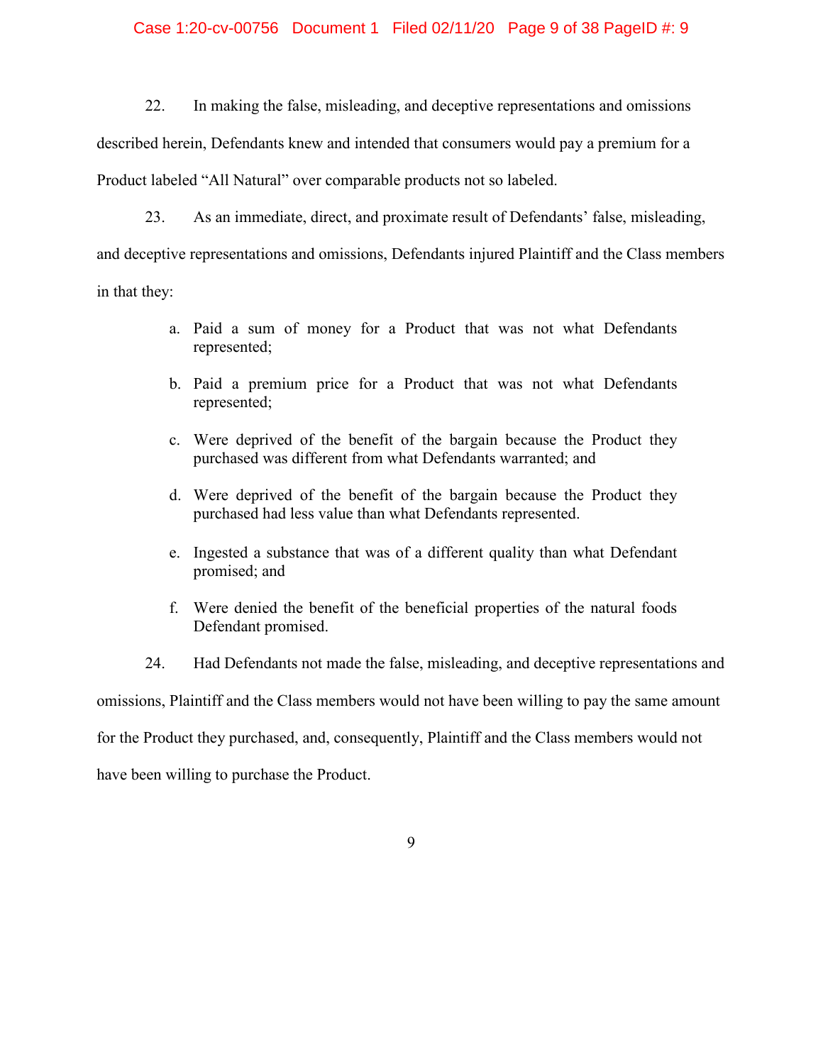22. In making the false, misleading, and deceptive representations and omissions described herein, Defendants knew and intended that consumers would pay a premium for a Product labeled "All Natural" over comparable products not so labeled.

23. As an immediate, direct, and proximate result of Defendants' false, misleading, and deceptive representations and omissions, Defendants injured Plaintiff and the Class members in that they:

a. Paid a sum of money for a Product that was not what Defendants represented;

b. Paid a premium price for a Product that was not what Defendants represented;

c. Were deprived of the benefit of the bargain because the Product they purchased was different from what Defendants warranted; and

d. Were deprived of the benefit of the bargain because the Product they purchased had less value than what Defendants represented.

e. Ingested a substance that was of a different quality than what Defendant promised; and

f. Were denied the benefit of the beneficial properties of the natural foods Defendant promised.

24. Had Defendants not made the false, misleading, and deceptive representations and omissions, Plaintiff and the Class members would not have been willing to pay the same amount for the Product they purchased, and, consequently, Plaintiff and the Class members would not have been willing to purchase the Product.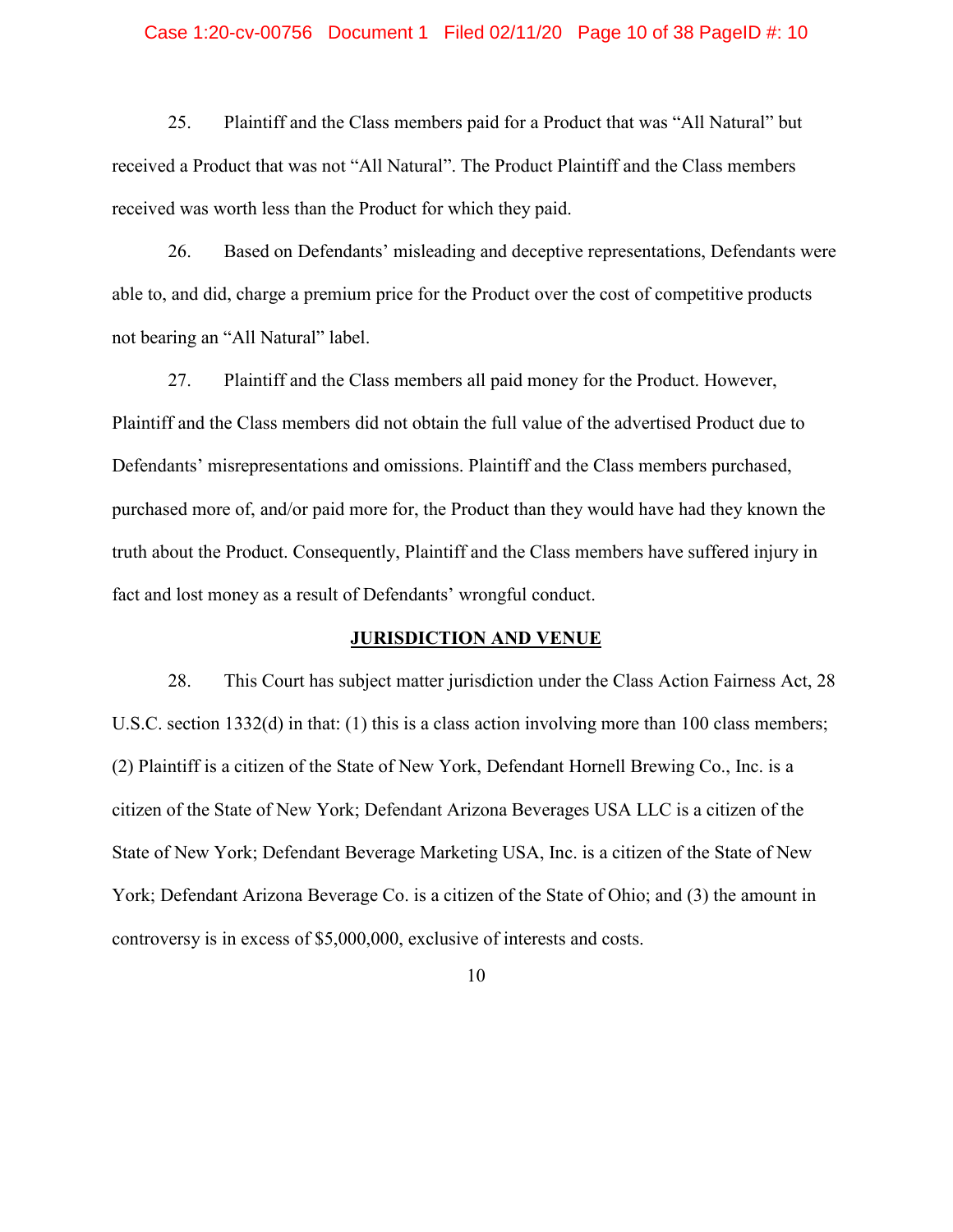25. Plaintiff and the Class members paid for a Product that was "All Natural" but received a Product that was not "All Natural". The Product Plaintiff and the Class members received was worth less than the Product for which they paid.

26. Based on Defendants' misleading and deceptive representations, Defendants were able to, and did, charge a premium price for the Product over the cost of competitive products not bearing an "All Natural" label.

27. Plaintiff and the Class members all paid money for the Product. However, Plaintiff and the Class members did not obtain the full value of the advertised Product due to Defendants' misrepresentations and omissions. Plaintiff and the Class members purchased, purchased more of, and/or paid more for, the Product than they would have had they known the truth about the Product. Consequently, Plaintiff and the Class members have suffered injury in fact and lost money as a result of Defendants' wrongful conduct.

## JURISDICTION AND VENUE

28. This Court has subject matter jurisdiction under the Class Action Fairness Act, 28 U.S.C. section 1332(d) in that: (1) this is a class action involving more than 100 class members; (2) Plaintiff is a citizen of the State of New York, Defendant Hornell Brewing Co., Inc. is a citizen of the State of New York; Defendant Arizona Beverages USA LLC is a citizen of the State of New York; Defendant Beverage Marketing USA, Inc. is a citizen of the State of New York; Defendant Arizona Beverage Co. is a citizen of the State of Ohio; and (3) the amount in controversy is in excess of $5,000,000, exclusive of interests and costs.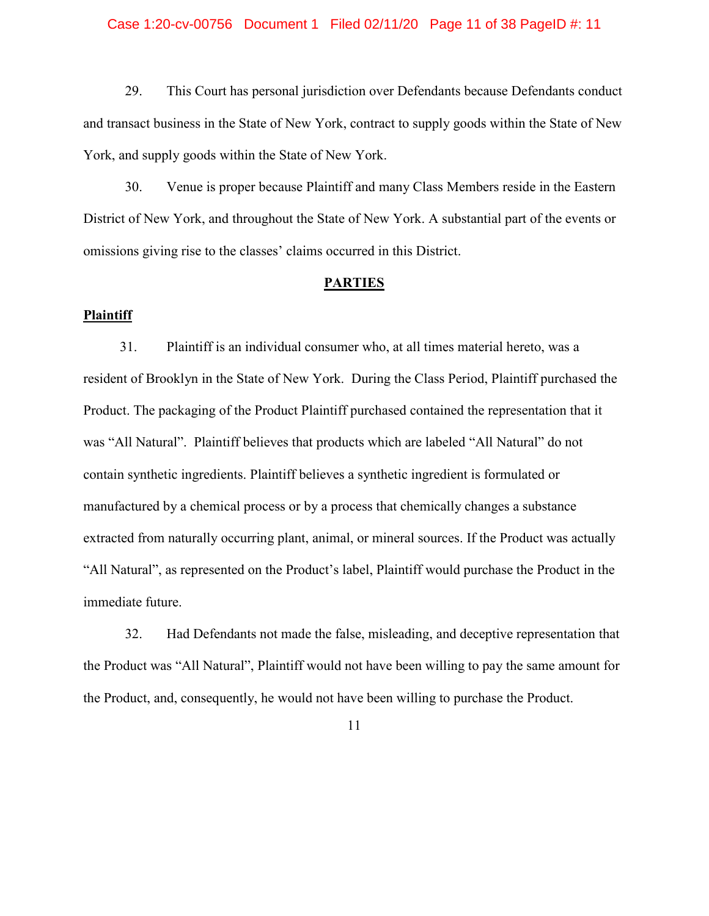29. This Court has personal jurisdiction over Defendants because Defendants conduct and transact business in the State of New York, contract to supply goods within the State of New York, and supply goods within the State of New York.

30. Venue is proper because Plaintiff and many Class Members reside in the Eastern District of New York, and throughout the State of New York. A substantial part of the events or omissions giving rise to the classes' claims occurred in this District.

## PARTIES

### Plaintiff

31. Plaintiff is an individual consumer who, at all times material hereto, was a resident of Brooklyn in the State of New York. During the Class Period, Plaintiff purchased the Product. The packaging of the Product Plaintiff purchased contained the representation that it was "All Natural". Plaintiff believes that products which are labeled "All Natural" do not contain synthetic ingredients. Plaintiff believes a synthetic ingredient is formulated or manufactured by a chemical process or by a process that chemically changes a substance extracted from naturally occurring plant, animal, or mineral sources. If the Product was actually "All Natural", as represented on the Product's label, Plaintiff would purchase the Product in the immediate future.

32. Had Defendants not made the false, misleading, and deceptive representation that the Product was "All Natural", Plaintiff would not have been willing to pay the same amount for the Product, and, consequently, he would not have been willing to purchase the Product.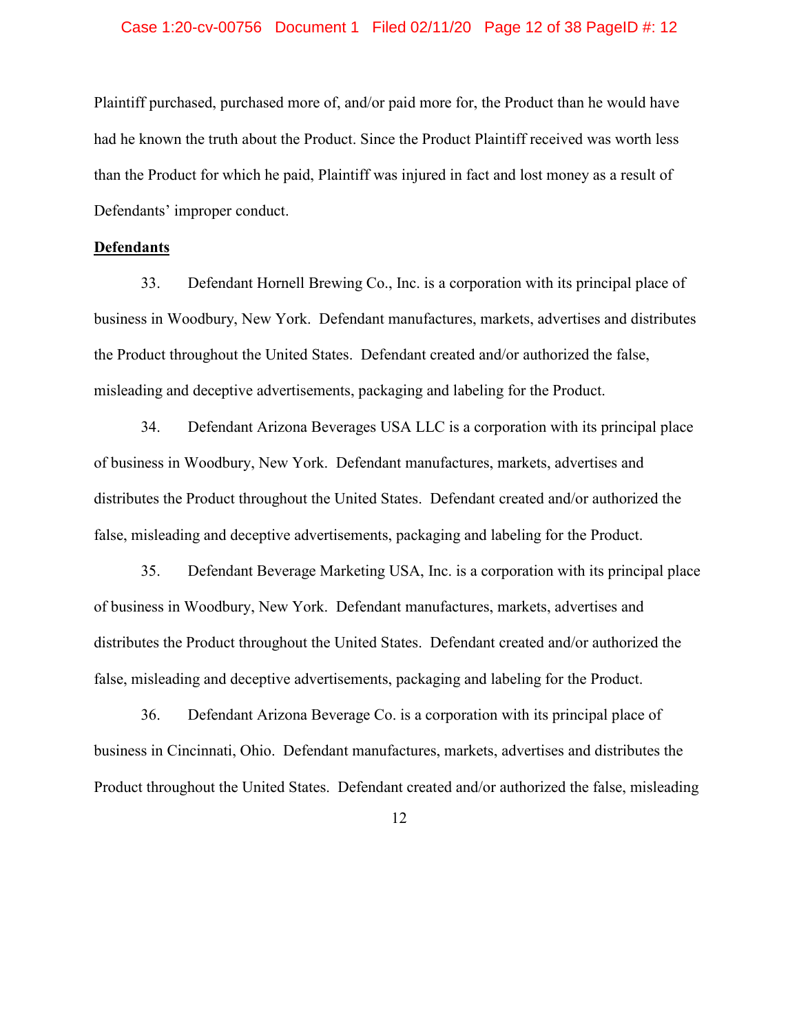Plaintiff purchased, purchased more of, and/or paid more for, the Product than he would have had he known the truth about the Product. Since the Product Plaintiff received was worth less than the Product for which he paid, Plaintiff was injured in fact and lost money as a result of Defendants' improper conduct.

**Defendants**

33. Defendant Hornell Brewing Co., Inc. is a corporation with its principal place of business in Woodbury, New York. Defendant manufactures, markets, advertises and distributes the Product throughout the United States. Defendant created and/or authorized the false, misleading and deceptive advertisements, packaging and labeling for the Product.

34. Defendant Arizona Beverages USA LLC is a corporation with its principal place of business in Woodbury, New York. Defendant manufactures, markets, advertises and distributes the Product throughout the United States. Defendant created and/or authorized the false, misleading and deceptive advertisements, packaging and labeling for the Product.

35. Defendant Beverage Marketing USA, Inc. is a corporation with its principal place of business in Woodbury, New York. Defendant manufactures, markets, advertises and distributes the Product throughout the United States. Defendant created and/or authorized the false, misleading and deceptive advertisements, packaging and labeling for the Product.

36. Defendant Arizona Beverage Co. is a corporation with its principal place of business in Cincinnati, Ohio. Defendant manufactures, markets, advertises and distributes the Product throughout the United States. Defendant created and/or authorized the false, misleading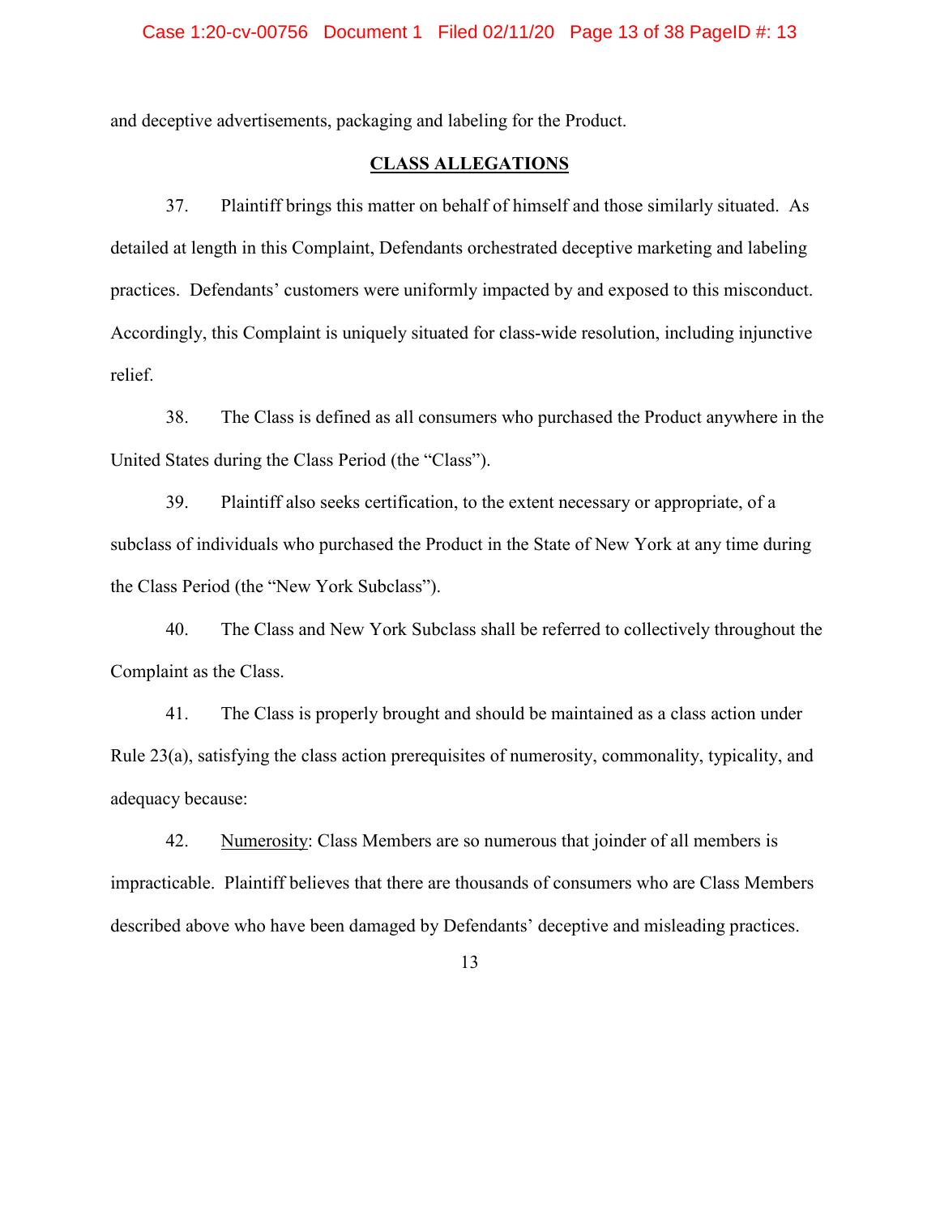and deceptive advertisements, packaging and labeling for the Product.

## CLASS ALLEGATIONS

37. Plaintiff brings this matter on behalf of himself and those similarly situated. As detailed at length in this Complaint, Defendants orchestrated deceptive marketing and labeling practices. Defendants' customers were uniformly impacted by and exposed to this misconduct. Accordingly, this Complaint is uniquely situated for class-wide resolution, including injunctive relief.

38. The Class is defined as all consumers who purchased the Product anywhere in the United States during the Class Period (the "Class").

39. Plaintiff also seeks certification, to the extent necessary or appropriate, of a subclass of individuals who purchased the Product in the State of New York at any time during the Class Period (the "New York Subclass").

40. The Class and New York Subclass shall be referred to collectively throughout the Complaint as the Class.

41. The Class is properly brought and should be maintained as a class action under Rule 23(a), satisfying the class action prerequisites of numerosity, commonality, typicality, and adequacy because:

42. Numerosity: Class Members are so numerous that joinder of all members is impracticable. Plaintiff believes that there are thousands of consumers who are Class Members described above who have been damaged by Defendants' deceptive and misleading practices.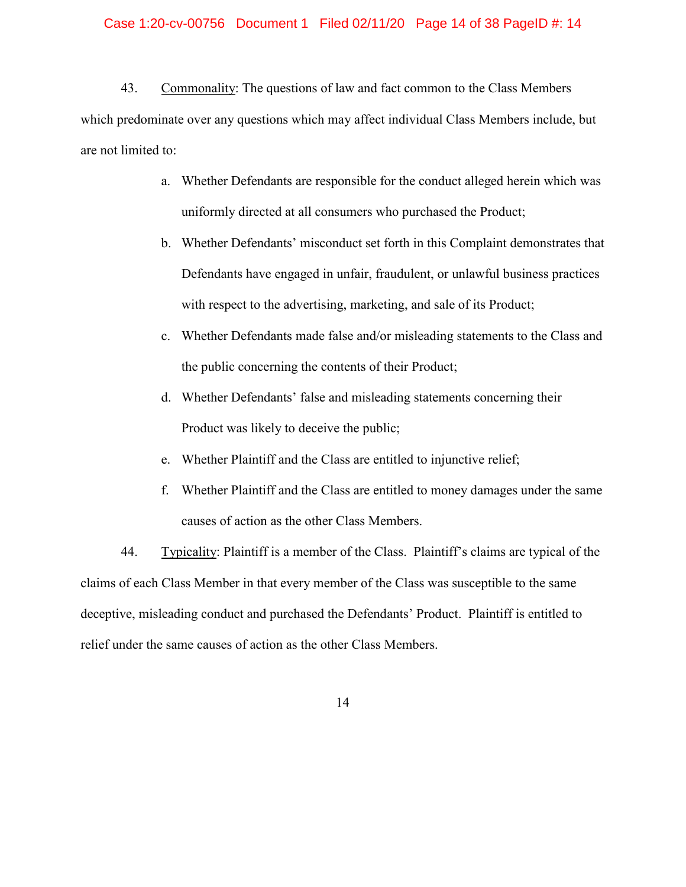43. Commonality: The questions of law and fact common to the Class Members which predominate over any questions which may affect individual Class Members include, but are not limited to:

a. Whether Defendants are responsible for the conduct alleged herein which was uniformly directed at all consumers who purchased the Product;

b. Whether Defendants' misconduct set forth in this Complaint demonstrates that Defendants have engaged in unfair, fraudulent, or unlawful business practices with respect to the advertising, marketing, and sale of its Product;

c. Whether Defendants made false and/or misleading statements to the Class and the public concerning the contents of their Product;

d. Whether Defendants' false and misleading statements concerning their Product was likely to deceive the public;

e. Whether Plaintiff and the Class are entitled to injunctive relief;

f. Whether Plaintiff and the Class are entitled to money damages under the same causes of action as the other Class Members.

44. Typicality: Plaintiff is a member of the Class. Plaintiff's claims are typical of the claims of each Class Member in that every member of the Class was susceptible to the same deceptive, misleading conduct and purchased the Defendants' Product. Plaintiff is entitled to relief under the same causes of action as the other Class Members.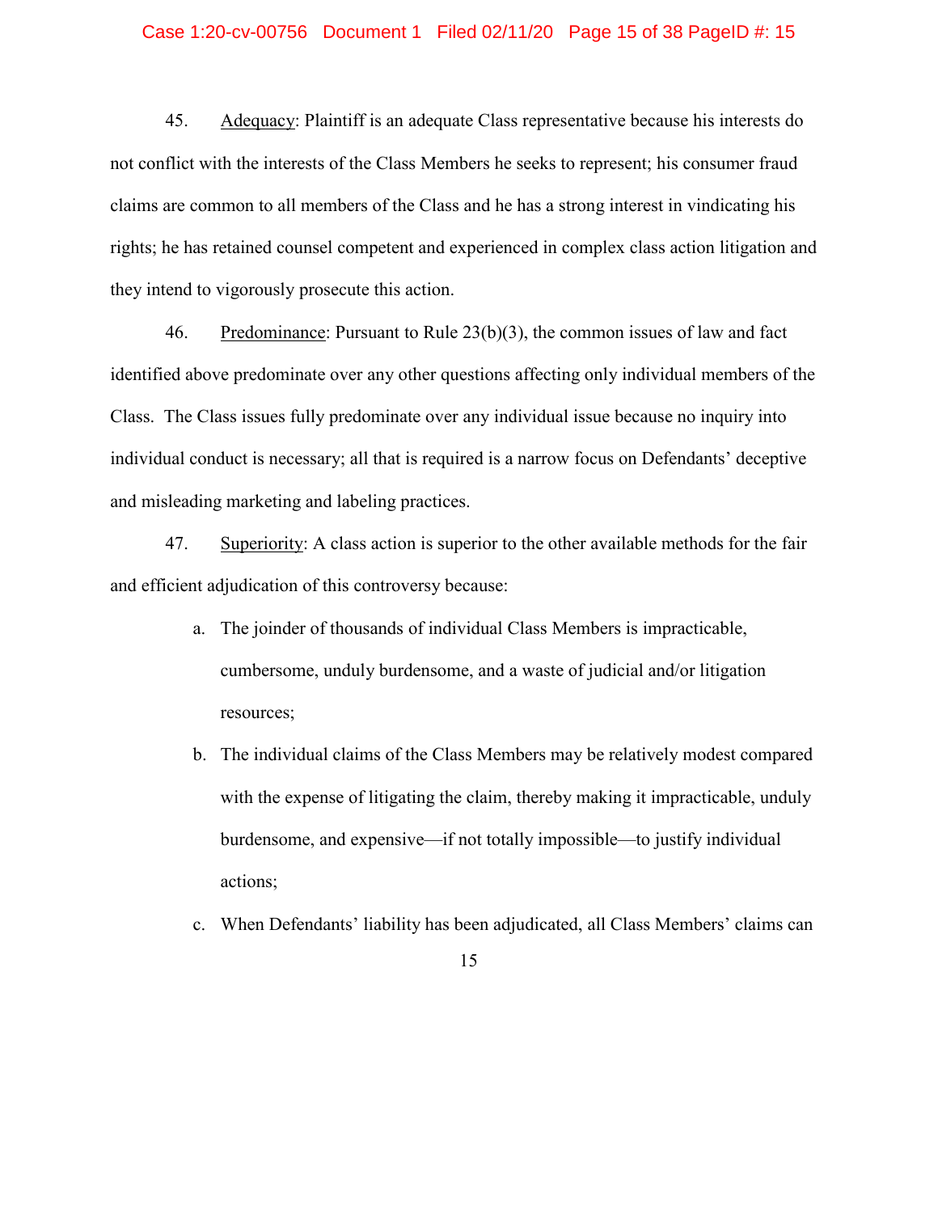45. Adequacy: Plaintiff is an adequate Class representative because his interests do not conflict with the interests of the Class Members he seeks to represent; his consumer fraud claims are common to all members of the Class and he has a strong interest in vindicating his rights; he has retained counsel competent and experienced in complex class action litigation and they intend to vigorously prosecute this action.

46. Predominance: Pursuant to Rule 23(b)(3), the common issues of law and fact identified above predominate over any other questions affecting only individual members of the Class. The Class issues fully predominate over any individual issue because no inquiry into individual conduct is necessary; all that is required is a narrow focus on Defendants' deceptive and misleading marketing and labeling practices.

47. Superiority: A class action is superior to the other available methods for the fair and efficient adjudication of this controversy because:

a. The joinder of thousands of individual Class Members is impracticable, cumbersome, unduly burdensome, and a waste of judicial and/or litigation resources;

b. The individual claims of the Class Members may be relatively modest compared with the expense of litigating the claim, thereby making it impracticable, unduly burdensome, and expensive—if not totally impossible—to justify individual actions;

c. When Defendants' liability has been adjudicated, all Class Members' claims can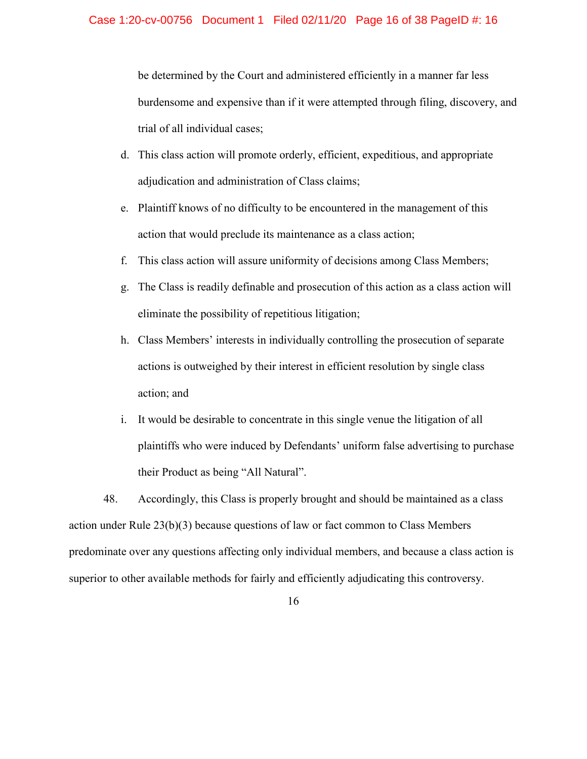be determined by the Court and administered efficiently in a manner far less burdensome and expensive than if it were attempted through filing, discovery, and trial of all individual cases;

d. This class action will promote orderly, efficient, expeditious, and appropriate adjudication and administration of Class claims;

e. Plaintiff knows of no difficulty to be encountered in the management of this action that would preclude its maintenance as a class action;

f. This class action will assure uniformity of decisions among Class Members;

g. The Class is readily definable and prosecution of this action as a class action will eliminate the possibility of repetitious litigation;

h. Class Members' interests in individually controlling the prosecution of separate actions is outweighed by their interest in efficient resolution by single class action; and

i. It would be desirable to concentrate in this single venue the litigation of all plaintiffs who were induced by Defendants' uniform false advertising to purchase their Product as being "All Natural".

48. Accordingly, this Class is properly brought and should be maintained as a class action under Rule 23(b)(3) because questions of law or fact common to Class Members predominate over any questions affecting only individual members, and because a class action is superior to other available methods for fairly and efficiently adjudicating this controversy.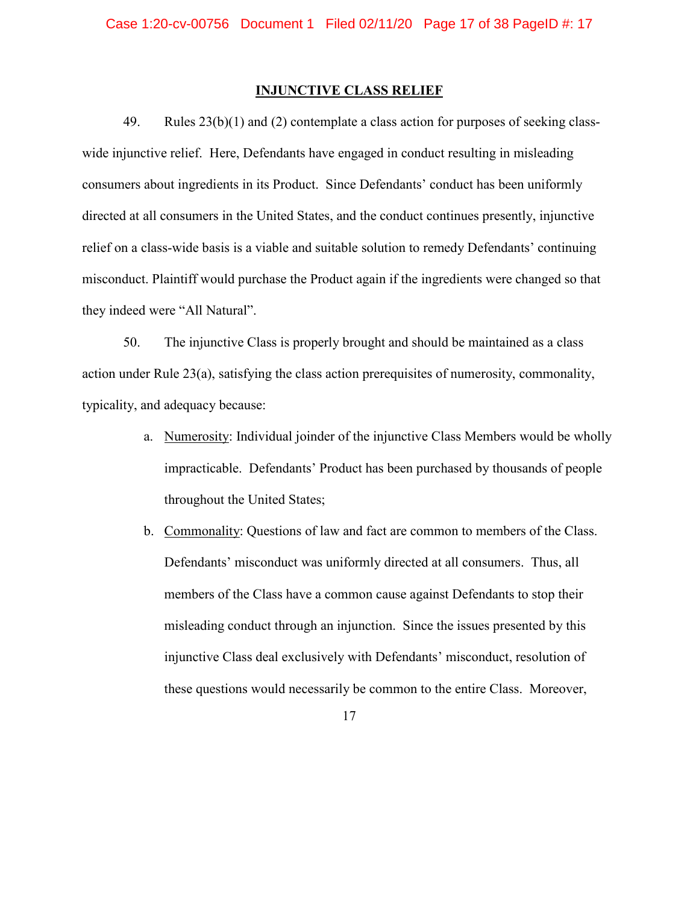## INJUNCTIVE CLASS RELIEF

49. Rules 23(b)(1) and (2) contemplate a class action for purposes of seeking class-wide injunctive relief. Here, Defendants have engaged in conduct resulting in misleading consumers about ingredients in its Product. Since Defendants' conduct has been uniformly directed at all consumers in the United States, and the conduct continues presently, injunctive relief on a class-wide basis is a viable and suitable solution to remedy Defendants' continuing misconduct. Plaintiff would purchase the Product again if the ingredients were changed so that they indeed were "All Natural".

50. The injunctive Class is properly brought and should be maintained as a class action under Rule 23(a), satisfying the class action prerequisites of numerosity, commonality, typicality, and adequacy because:

a. Numerosity: Individual joinder of the injunctive Class Members would be wholly impracticable. Defendants' Product has been purchased by thousands of people throughout the United States;

b. Commonality: Questions of law and fact are common to members of the Class. Defendants' misconduct was uniformly directed at all consumers. Thus, all members of the Class have a common cause against Defendants to stop their misleading conduct through an injunction. Since the issues presented by this injunctive Class deal exclusively with Defendants' misconduct, resolution of these questions would necessarily be common to the entire Class. Moreover,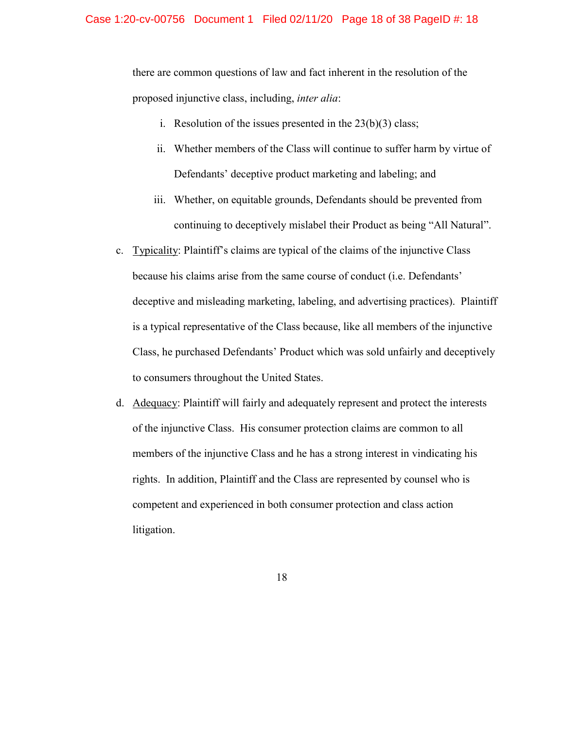there are common questions of law and fact inherent in the resolution of the proposed injunctive class, including, *inter alia*:

   i. Resolution of the issues presented in the 23(b)(3) class;

   ii. Whether members of the Class will continue to suffer harm by virtue of Defendants' deceptive product marketing and labeling; and

   iii. Whether, on equitable grounds, Defendants should be prevented from continuing to deceptively mislabel their Product as being "All Natural".

c. Typicality: Plaintiff's claims are typical of the claims of the injunctive Class because his claims arise from the same course of conduct (i.e. Defendants' deceptive and misleading marketing, labeling, and advertising practices). Plaintiff is a typical representative of the Class because, like all members of the injunctive Class, he purchased Defendants' Product which was sold unfairly and deceptively to consumers throughout the United States.

d. Adequacy: Plaintiff will fairly and adequately represent and protect the interests of the injunctive Class. His consumer protection claims are common to all members of the injunctive Class and he has a strong interest in vindicating his rights. In addition, Plaintiff and the Class are represented by counsel who is competent and experienced in both consumer protection and class action litigation.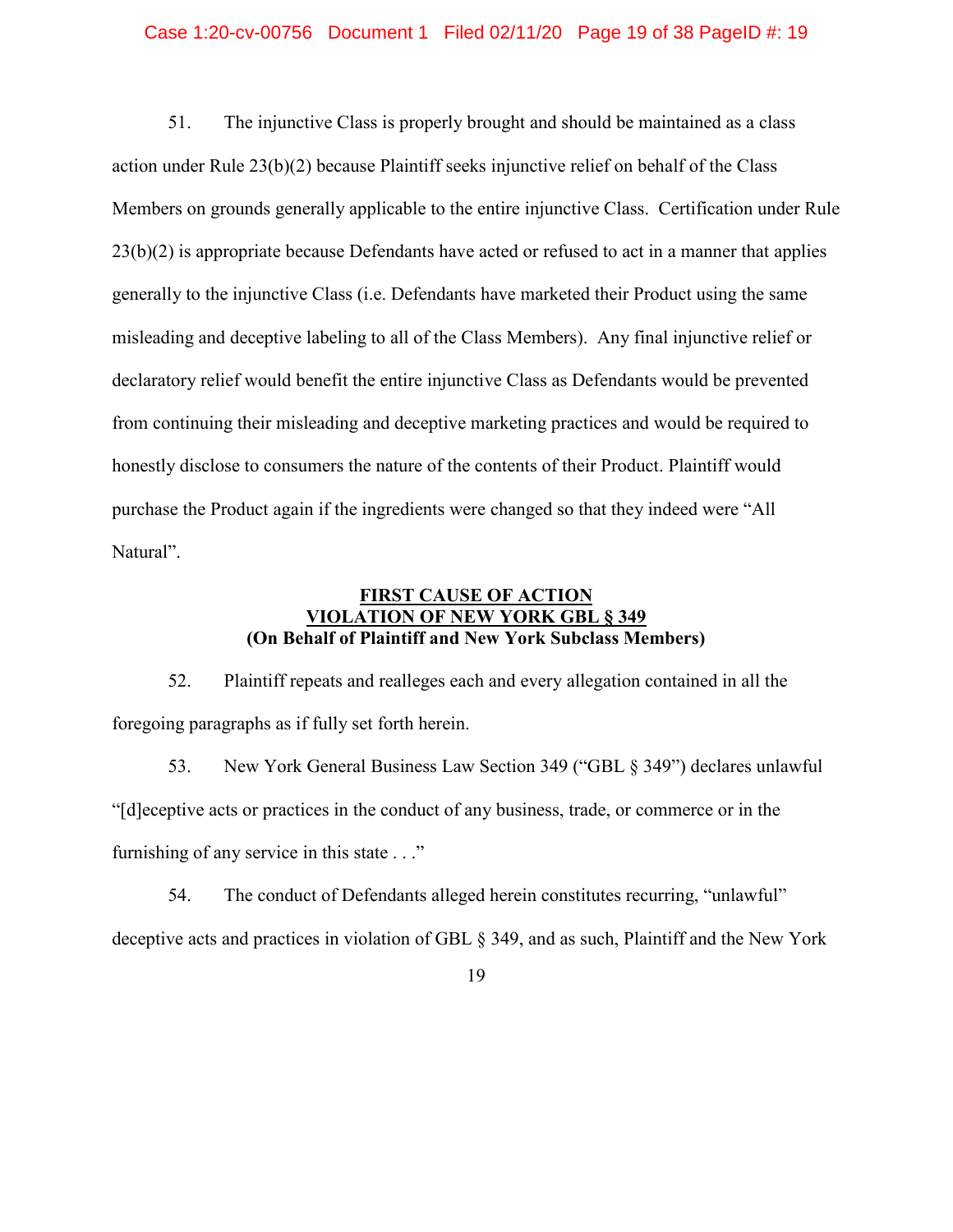51. The injunctive Class is properly brought and should be maintained as a class action under Rule 23(b)(2) because Plaintiff seeks injunctive relief on behalf of the Class Members on grounds generally applicable to the entire injunctive Class. Certification under Rule 23(b)(2) is appropriate because Defendants have acted or refused to act in a manner that applies generally to the injunctive Class (i.e. Defendants have marketed their Product using the same misleading and deceptive labeling to all of the Class Members). Any final injunctive relief or declaratory relief would benefit the entire injunctive Class as Defendants would be prevented from continuing their misleading and deceptive marketing practices and would be required to honestly disclose to consumers the nature of the contents of their Product. Plaintiff would purchase the Product again if the ingredients were changed so that they indeed were "All Natural".

**<u>FIRST CAUSE OF ACTION</u>**
**<u>VIOLATION OF NEW YORK GBL § 349</u>**
**(On Behalf of Plaintiff and New York Subclass Members)**

52. Plaintiff repeats and realleges each and every allegation contained in all the foregoing paragraphs as if fully set forth herein.

53. New York General Business Law Section 349 ("GBL § 349") declares unlawful "[d]eceptive acts or practices in the conduct of any business, trade, or commerce or in the furnishing of any service in this state . . ."

54. The conduct of Defendants alleged herein constitutes recurring, "unlawful" deceptive acts and practices in violation of GBL § 349, and as such, Plaintiff and the New York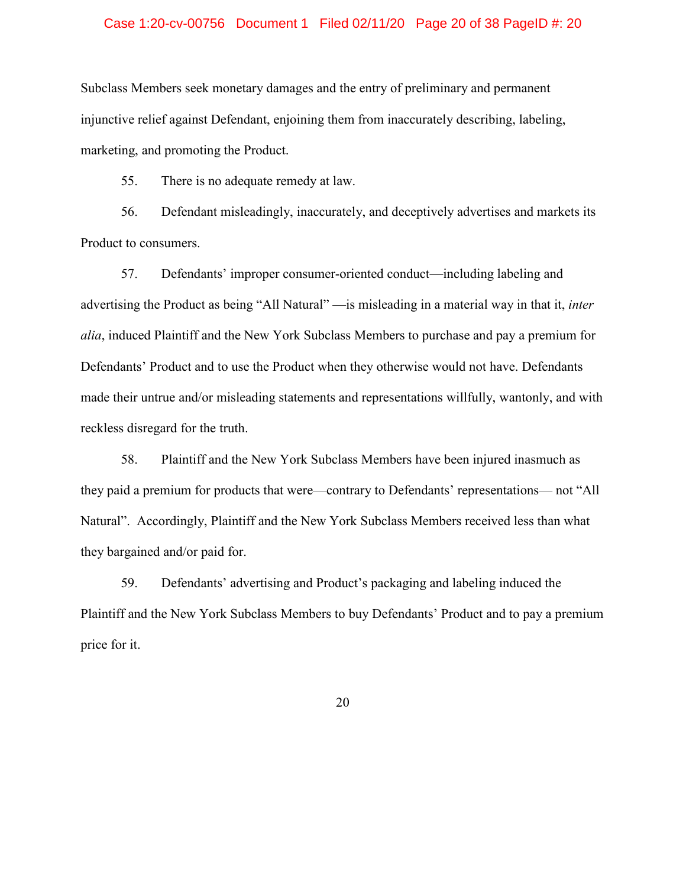Subclass Members seek monetary damages and the entry of preliminary and permanent injunctive relief against Defendant, enjoining them from inaccurately describing, labeling, marketing, and promoting the Product.

55. There is no adequate remedy at law.

56. Defendant misleadingly, inaccurately, and deceptively advertises and markets its Product to consumers.

57. Defendants' improper consumer-oriented conduct—including labeling and advertising the Product as being "All Natural" —is misleading in a material way in that it, *inter alia*, induced Plaintiff and the New York Subclass Members to purchase and pay a premium for Defendants' Product and to use the Product when they otherwise would not have. Defendants made their untrue and/or misleading statements and representations willfully, wantonly, and with reckless disregard for the truth.

58. Plaintiff and the New York Subclass Members have been injured inasmuch as they paid a premium for products that were—contrary to Defendants' representations— not "All Natural". Accordingly, Plaintiff and the New York Subclass Members received less than what they bargained and/or paid for.

59. Defendants' advertising and Product's packaging and labeling induced the Plaintiff and the New York Subclass Members to buy Defendants' Product and to pay a premium price for it.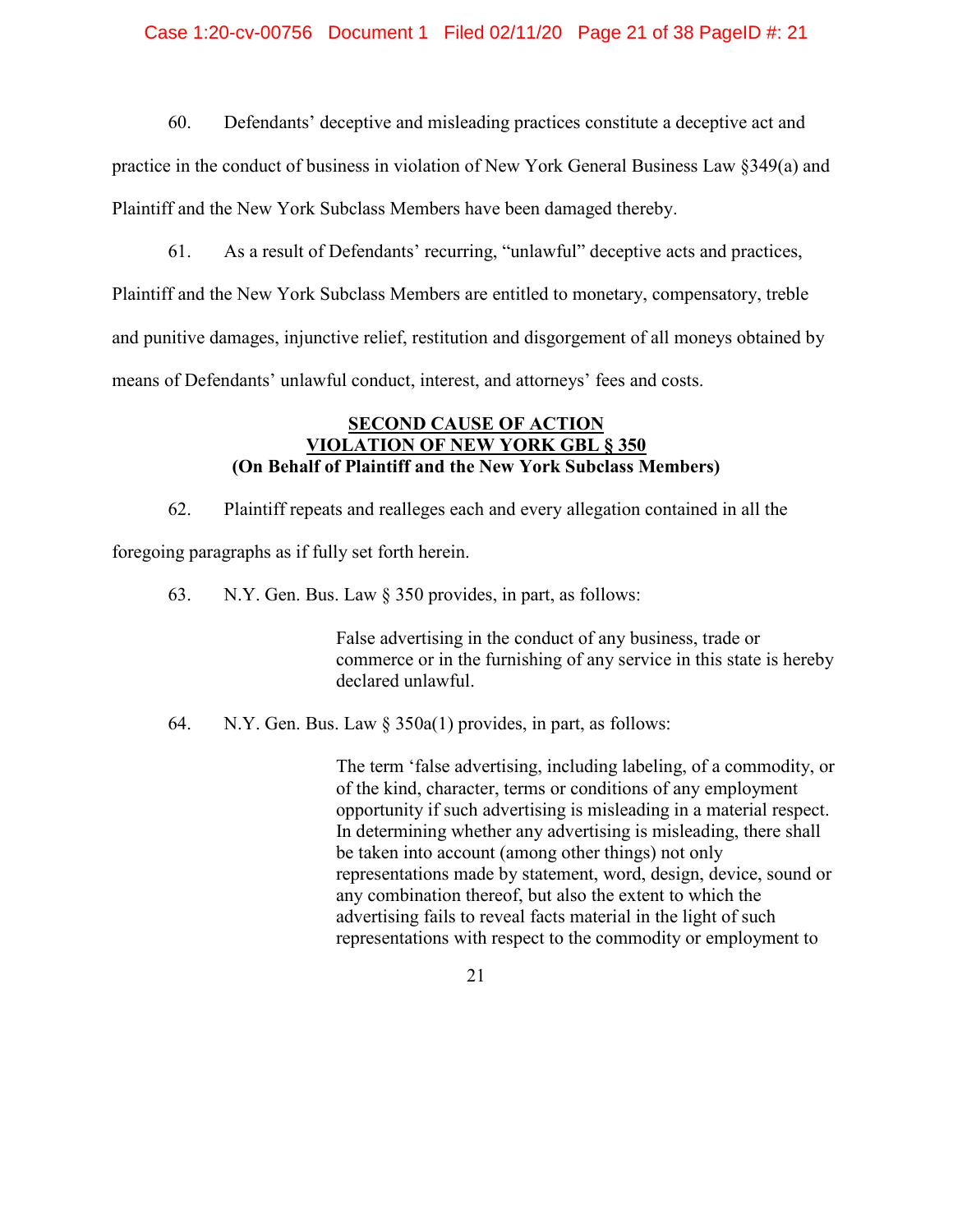60. Defendants' deceptive and misleading practices constitute a deceptive act and practice in the conduct of business in violation of New York General Business Law §349(a) and Plaintiff and the New York Subclass Members have been damaged thereby.

61. As a result of Defendants' recurring, "unlawful" deceptive acts and practices, Plaintiff and the New York Subclass Members are entitled to monetary, compensatory, treble and punitive damages, injunctive relief, restitution and disgorgement of all moneys obtained by means of Defendants' unlawful conduct, interest, and attorneys' fees and costs.

**SECOND CAUSE OF ACTION**
**VIOLATION OF NEW YORK GBL § 350**
**(On Behalf of Plaintiff and the New York Subclass Members)**

62. Plaintiff repeats and realleges each and every allegation contained in all the foregoing paragraphs as if fully set forth herein.

63. N.Y. Gen. Bus. Law § 350 provides, in part, as follows:

> False advertising in the conduct of any business, trade or commerce or in the furnishing of any service in this state is hereby declared unlawful.

64. N.Y. Gen. Bus. Law § 350a(1) provides, in part, as follows:

> The term 'false advertising, including labeling, of a commodity, or of the kind, character, terms or conditions of any employment opportunity if such advertising is misleading in a material respect. In determining whether any advertising is misleading, there shall be taken into account (among other things) not only representations made by statement, word, design, device, sound or any combination thereof, but also the extent to which the advertising fails to reveal facts material in the light of such representations with respect to the commodity or employment to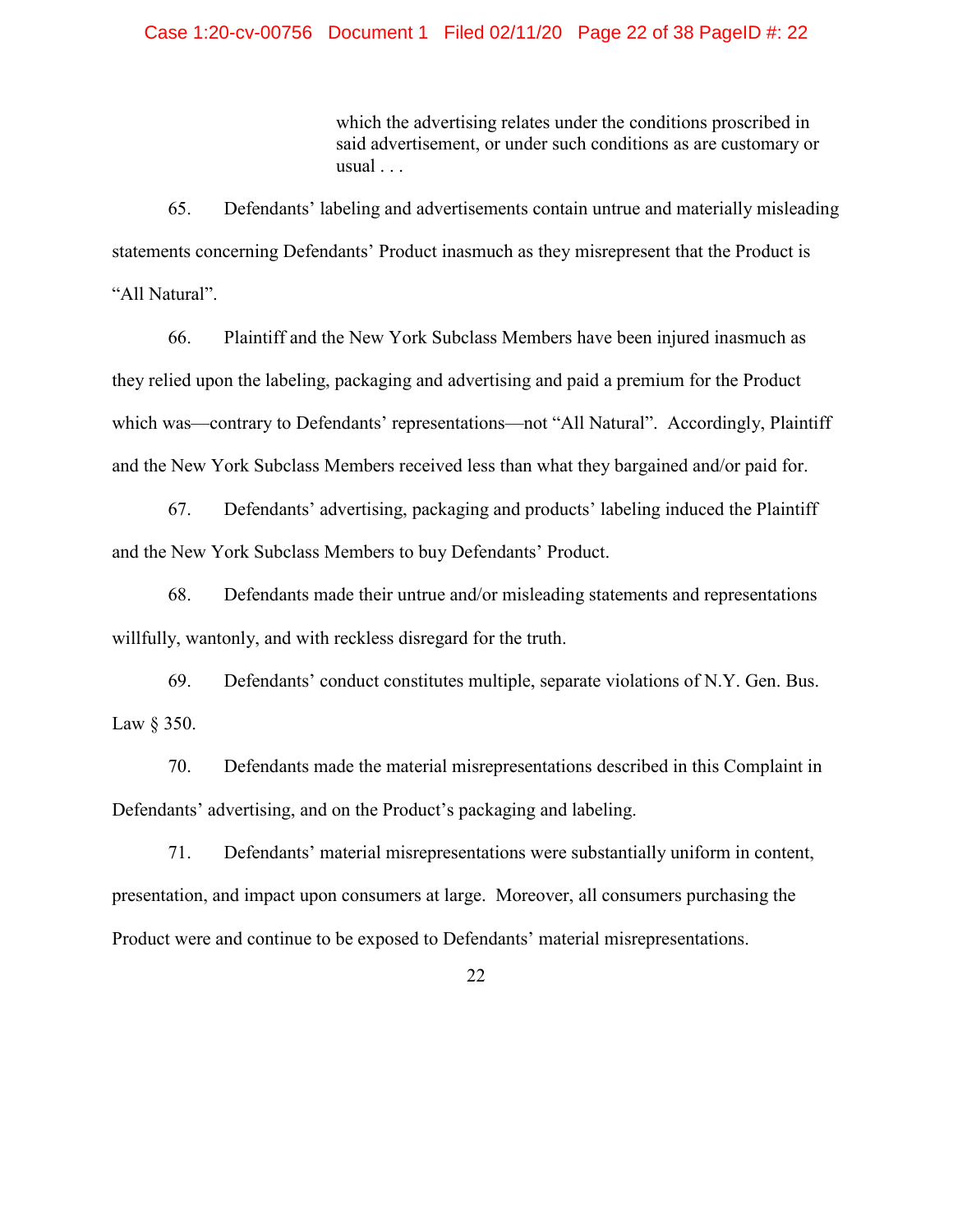> which the advertising relates under the conditions proscribed in said advertisement, or under such conditions as are customary or usual . . .

65. Defendants' labeling and advertisements contain untrue and materially misleading statements concerning Defendants' Product inasmuch as they misrepresent that the Product is "All Natural".

66. Plaintiff and the New York Subclass Members have been injured inasmuch as they relied upon the labeling, packaging and advertising and paid a premium for the Product which was—contrary to Defendants' representations—not "All Natural". Accordingly, Plaintiff and the New York Subclass Members received less than what they bargained and/or paid for.

67. Defendants' advertising, packaging and products' labeling induced the Plaintiff and the New York Subclass Members to buy Defendants' Product.

68. Defendants made their untrue and/or misleading statements and representations willfully, wantonly, and with reckless disregard for the truth.

69. Defendants' conduct constitutes multiple, separate violations of N.Y. Gen. Bus. Law § 350.

70. Defendants made the material misrepresentations described in this Complaint in Defendants' advertising, and on the Product's packaging and labeling.

71. Defendants' material misrepresentations were substantially uniform in content, presentation, and impact upon consumers at large. Moreover, all consumers purchasing the Product were and continue to be exposed to Defendants' material misrepresentations.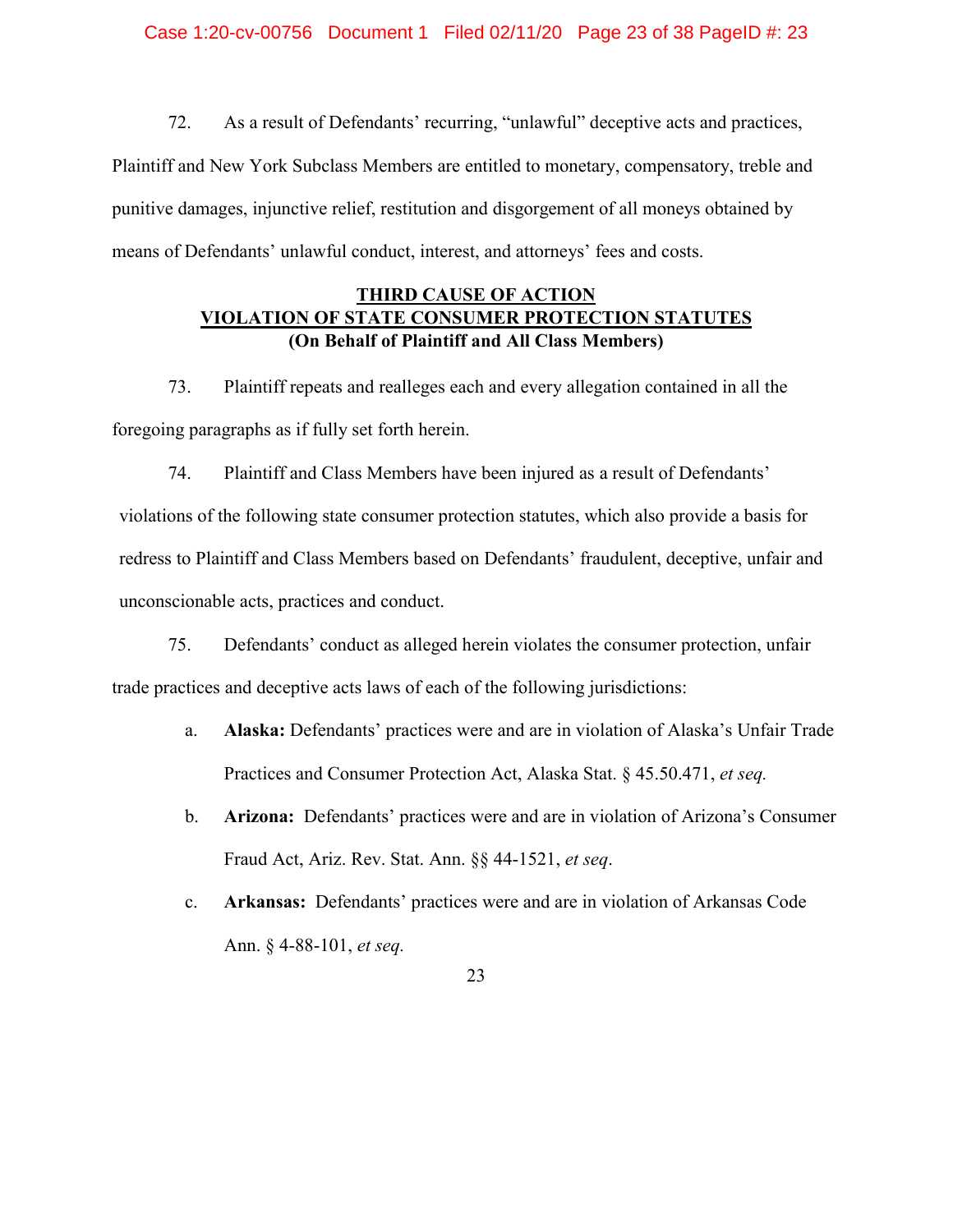72. As a result of Defendants' recurring, "unlawful" deceptive acts and practices, Plaintiff and New York Subclass Members are entitled to monetary, compensatory, treble and punitive damages, injunctive relief, restitution and disgorgement of all moneys obtained by means of Defendants' unlawful conduct, interest, and attorneys' fees and costs.

**THIRD CAUSE OF ACTION**
**VIOLATION OF STATE CONSUMER PROTECTION STATUTES**
**(On Behalf of Plaintiff and All Class Members)**

73. Plaintiff repeats and realleges each and every allegation contained in all the foregoing paragraphs as if fully set forth herein.

74. Plaintiff and Class Members have been injured as a result of Defendants' violations of the following state consumer protection statutes, which also provide a basis for redress to Plaintiff and Class Members based on Defendants' fraudulent, deceptive, unfair and unconscionable acts, practices and conduct.

75. Defendants' conduct as alleged herein violates the consumer protection, unfair trade practices and deceptive acts laws of each of the following jurisdictions:

a. **Alaska:** Defendants' practices were and are in violation of Alaska's Unfair Trade Practices and Consumer Protection Act, Alaska Stat. § 45.50.471, *et seq.*

b. **Arizona:** Defendants' practices were and are in violation of Arizona's Consumer Fraud Act, Ariz. Rev. Stat. Ann. §§ 44-1521, *et seq*.

c. **Arkansas:** Defendants' practices were and are in violation of Arkansas Code Ann. § 4-88-101, *et seq.*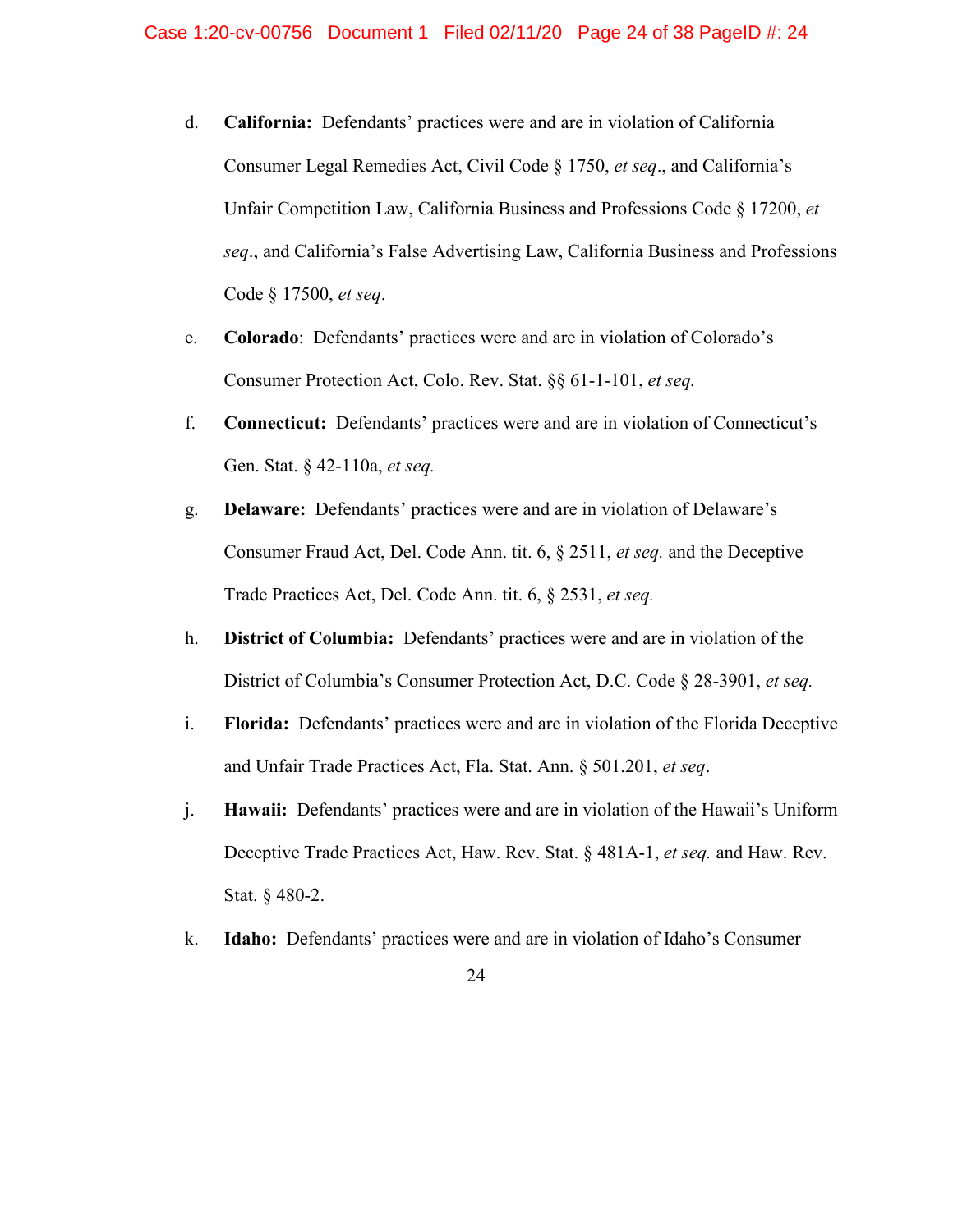d. **California:** Defendants' practices were and are in violation of California Consumer Legal Remedies Act, Civil Code § 1750, *et seq*., and California's Unfair Competition Law, California Business and Professions Code § 17200, *et seq*., and California's False Advertising Law, California Business and Professions Code § 17500, *et seq*.

e. **Colorado**: Defendants' practices were and are in violation of Colorado's Consumer Protection Act, Colo. Rev. Stat. §§ 61-1-101, *et seq.*

f. **Connecticut:** Defendants' practices were and are in violation of Connecticut's Gen. Stat. § 42-110a, *et seq.*

g. **Delaware:** Defendants' practices were and are in violation of Delaware's Consumer Fraud Act, Del. Code Ann. tit. 6, § 2511, *et seq.* and the Deceptive Trade Practices Act, Del. Code Ann. tit. 6, § 2531, *et seq.*

h. **District of Columbia:** Defendants' practices were and are in violation of the District of Columbia's Consumer Protection Act, D.C. Code § 28-3901, *et seq.*

i. **Florida:** Defendants' practices were and are in violation of the Florida Deceptive and Unfair Trade Practices Act, Fla. Stat. Ann. § 501.201, *et seq*.

j. **Hawaii:** Defendants' practices were and are in violation of the Hawaii's Uniform Deceptive Trade Practices Act, Haw. Rev. Stat. § 481A-1, *et seq.* and Haw. Rev. Stat. § 480-2.

k. **Idaho:** Defendants' practices were and are in violation of Idaho's Consumer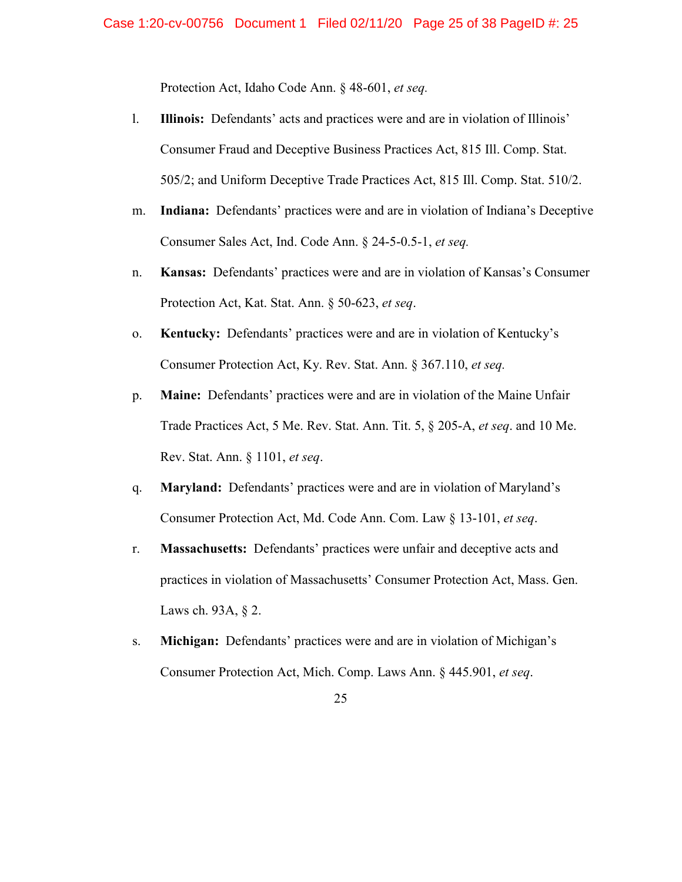Protection Act, Idaho Code Ann. § 48-601, *et seq.*

l. **Illinois:** Defendants' acts and practices were and are in violation of Illinois' Consumer Fraud and Deceptive Business Practices Act, 815 Ill. Comp. Stat. 505/2; and Uniform Deceptive Trade Practices Act, 815 Ill. Comp. Stat. 510/2.

m. **Indiana:** Defendants' practices were and are in violation of Indiana's Deceptive Consumer Sales Act, Ind. Code Ann. § 24-5-0.5-1, *et seq.*

n. **Kansas:** Defendants' practices were and are in violation of Kansas's Consumer Protection Act, Kat. Stat. Ann. § 50-623, *et seq*.

o. **Kentucky:** Defendants' practices were and are in violation of Kentucky's Consumer Protection Act, Ky. Rev. Stat. Ann. § 367.110, *et seq.*

p. **Maine:** Defendants' practices were and are in violation of the Maine Unfair Trade Practices Act, 5 Me. Rev. Stat. Ann. Tit. 5, § 205-A, *et seq*. and 10 Me. Rev. Stat. Ann. § 1101, *et seq*.

q. **Maryland:** Defendants' practices were and are in violation of Maryland's Consumer Protection Act, Md. Code Ann. Com. Law § 13-101, *et seq*.

r. **Massachusetts:** Defendants' practices were unfair and deceptive acts and practices in violation of Massachusetts' Consumer Protection Act, Mass. Gen. Laws ch. 93A, § 2.

s. **Michigan:** Defendants' practices were and are in violation of Michigan's Consumer Protection Act, Mich. Comp. Laws Ann. § 445.901, *et seq*.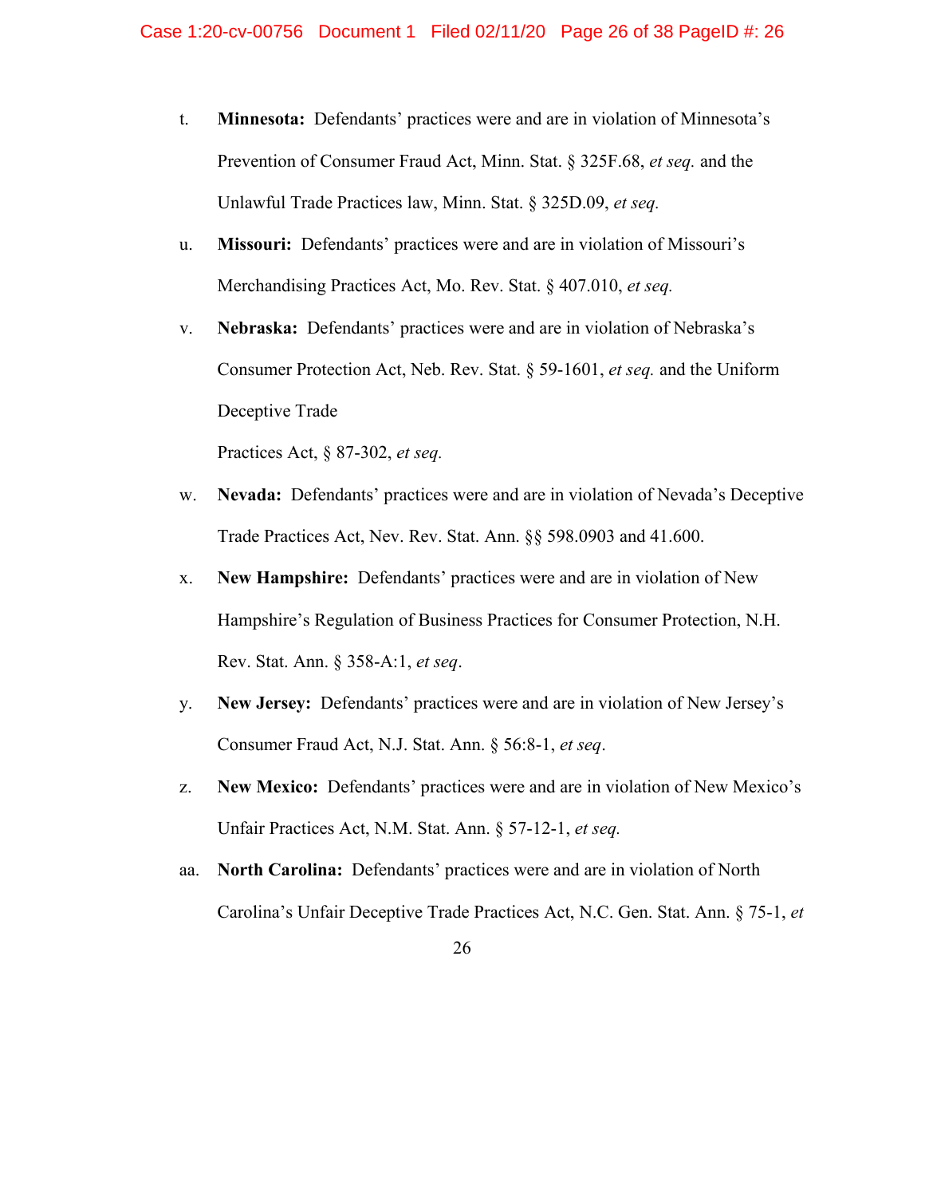t. **Minnesota:** Defendants' practices were and are in violation of Minnesota's Prevention of Consumer Fraud Act, Minn. Stat. § 325F.68, *et seq.* and the Unlawful Trade Practices law, Minn. Stat. § 325D.09, *et seq.*

u. **Missouri:** Defendants' practices were and are in violation of Missouri's Merchandising Practices Act, Mo. Rev. Stat. § 407.010, *et seq.*

v. **Nebraska:** Defendants' practices were and are in violation of Nebraska's Consumer Protection Act, Neb. Rev. Stat. § 59-1601, *et seq.* and the Uniform Deceptive Trade

Practices Act, § 87-302, *et seq.*

w. **Nevada:** Defendants' practices were and are in violation of Nevada's Deceptive Trade Practices Act, Nev. Rev. Stat. Ann. §§ 598.0903 and 41.600.

x. **New Hampshire:** Defendants' practices were and are in violation of New Hampshire's Regulation of Business Practices for Consumer Protection, N.H. Rev. Stat. Ann. § 358-A:1, *et seq*.

y. **New Jersey:** Defendants' practices were and are in violation of New Jersey's Consumer Fraud Act, N.J. Stat. Ann. § 56:8-1, *et seq*.

z. **New Mexico:** Defendants' practices were and are in violation of New Mexico's Unfair Practices Act, N.M. Stat. Ann. § 57-12-1, *et seq.*

aa. **North Carolina:** Defendants' practices were and are in violation of North Carolina's Unfair Deceptive Trade Practices Act, N.C. Gen. Stat. Ann. § 75-1, *et*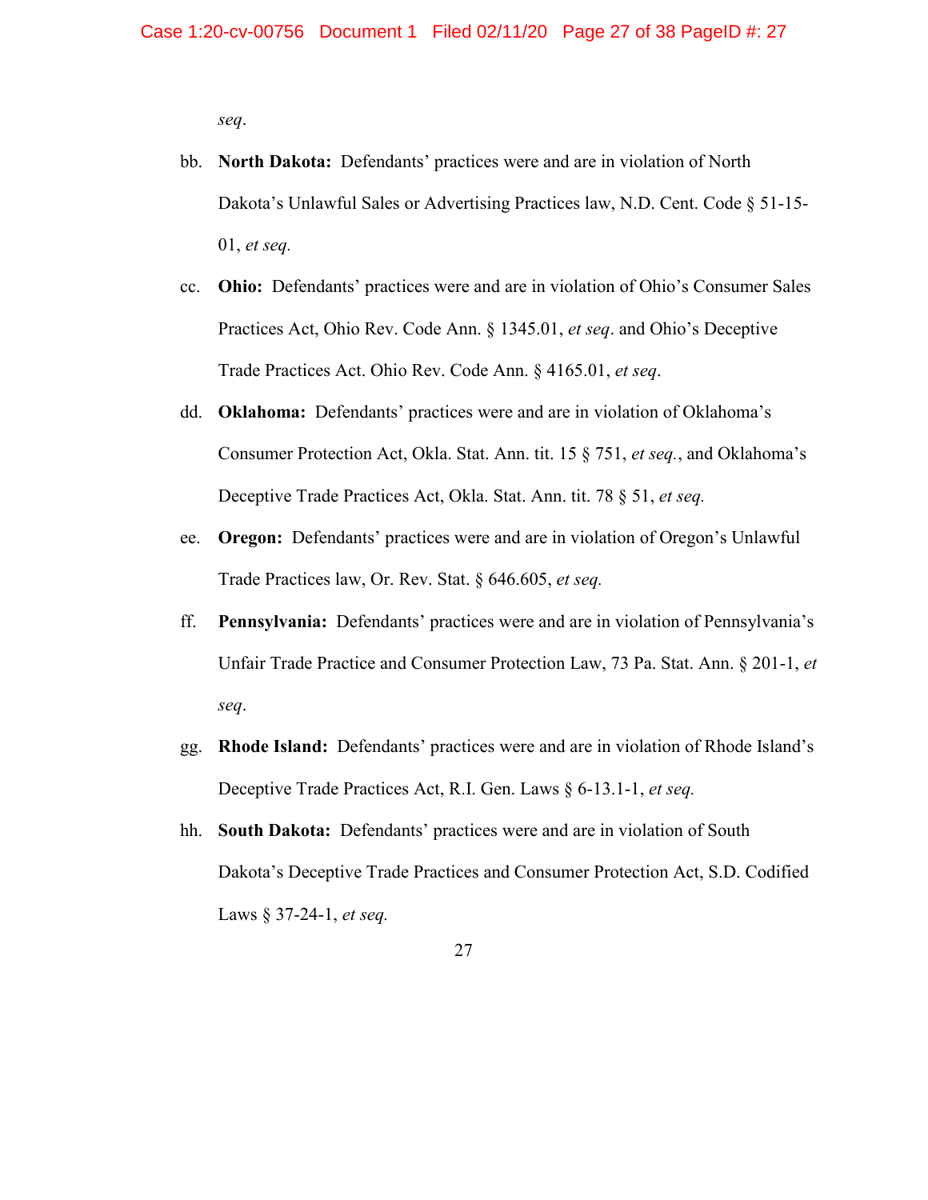*seq*.

bb. **North Dakota:** Defendants' practices were and are in violation of North Dakota's Unlawful Sales or Advertising Practices law, N.D. Cent. Code § 51-15-01, *et seq.*

cc. **Ohio:** Defendants' practices were and are in violation of Ohio's Consumer Sales Practices Act, Ohio Rev. Code Ann. § 1345.01, *et seq*. and Ohio's Deceptive Trade Practices Act. Ohio Rev. Code Ann. § 4165.01, *et seq*.

dd. **Oklahoma:** Defendants' practices were and are in violation of Oklahoma's Consumer Protection Act, Okla. Stat. Ann. tit. 15 § 751, *et seq.*, and Oklahoma's Deceptive Trade Practices Act, Okla. Stat. Ann. tit. 78 § 51, *et seq.*

ee. **Oregon:** Defendants' practices were and are in violation of Oregon's Unlawful Trade Practices law, Or. Rev. Stat. § 646.605, *et seq.*

ff. **Pennsylvania:** Defendants' practices were and are in violation of Pennsylvania's Unfair Trade Practice and Consumer Protection Law, 73 Pa. Stat. Ann. § 201-1, *et seq*.

gg. **Rhode Island:** Defendants' practices were and are in violation of Rhode Island's Deceptive Trade Practices Act, R.I. Gen. Laws § 6-13.1-1, *et seq.*

hh. **South Dakota:** Defendants' practices were and are in violation of South Dakota's Deceptive Trade Practices and Consumer Protection Act, S.D. Codified Laws § 37-24-1, *et seq.*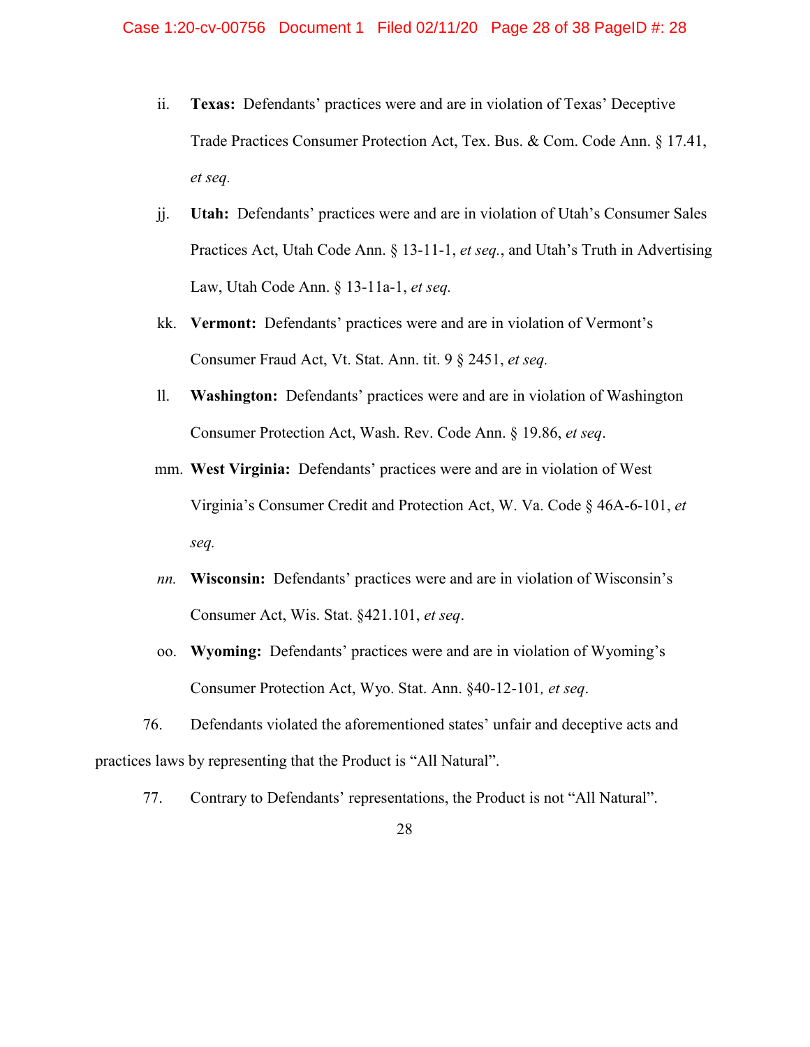ii. **Texas:** Defendants' practices were and are in violation of Texas' Deceptive Trade Practices Consumer Protection Act, Tex. Bus. & Com. Code Ann. § 17.41, *et seq.*

jj. **Utah:** Defendants' practices were and are in violation of Utah's Consumer Sales Practices Act, Utah Code Ann. § 13-11-1, *et seq.*, and Utah's Truth in Advertising Law, Utah Code Ann. § 13-11a-1, *et seq.*

kk. **Vermont:** Defendants' practices were and are in violation of Vermont's Consumer Fraud Act, Vt. Stat. Ann. tit. 9 § 2451, *et seq.*

ll. **Washington:** Defendants' practices were and are in violation of Washington Consumer Protection Act, Wash. Rev. Code Ann. § 19.86, *et seq*.

mm. **West Virginia:** Defendants' practices were and are in violation of West Virginia's Consumer Credit and Protection Act, W. Va. Code § 46A-6-101, *et seq.*

*nn.* **Wisconsin:** Defendants' practices were and are in violation of Wisconsin's Consumer Act, Wis. Stat. §421.101, *et seq*.

oo. **Wyoming:** Defendants' practices were and are in violation of Wyoming's Consumer Protection Act, Wyo. Stat. Ann. §40-12-101*,* *et seq*.

76. Defendants violated the aforementioned states' unfair and deceptive acts and practices laws by representing that the Product is "All Natural".

77. Contrary to Defendants' representations, the Product is not "All Natural".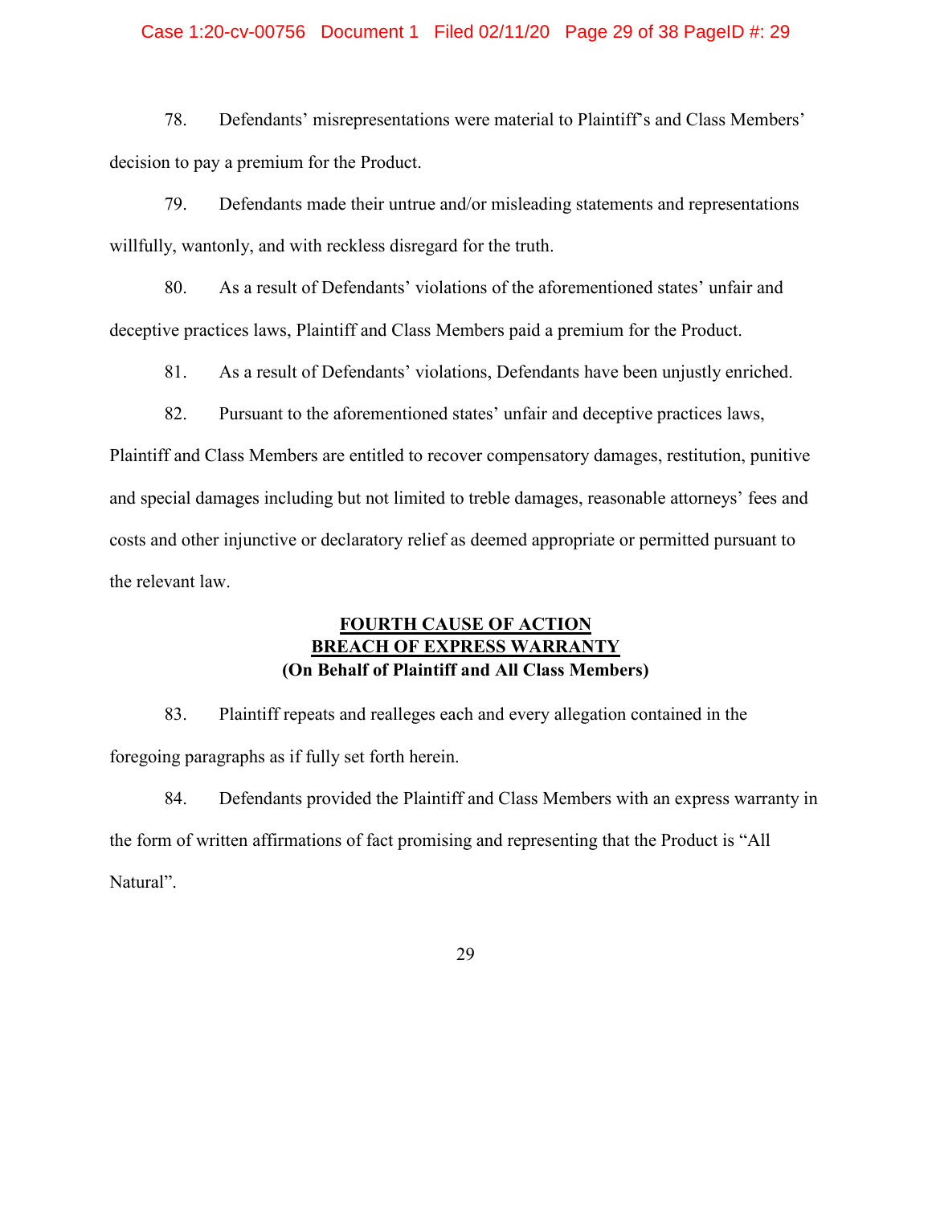78. Defendants' misrepresentations were material to Plaintiff's and Class Members' decision to pay a premium for the Product.

79. Defendants made their untrue and/or misleading statements and representations willfully, wantonly, and with reckless disregard for the truth.

80. As a result of Defendants' violations of the aforementioned states' unfair and deceptive practices laws, Plaintiff and Class Members paid a premium for the Product.

81. As a result of Defendants' violations, Defendants have been unjustly enriched.

82. Pursuant to the aforementioned states' unfair and deceptive practices laws, Plaintiff and Class Members are entitled to recover compensatory damages, restitution, punitive and special damages including but not limited to treble damages, reasonable attorneys' fees and costs and other injunctive or declaratory relief as deemed appropriate or permitted pursuant to the relevant law.

## FOURTH CAUSE OF ACTION
## BREACH OF EXPRESS WARRANTY
**(On Behalf of Plaintiff and All Class Members)**

83. Plaintiff repeats and realleges each and every allegation contained in the foregoing paragraphs as if fully set forth herein.

84. Defendants provided the Plaintiff and Class Members with an express warranty in the form of written affirmations of fact promising and representing that the Product is "All Natural".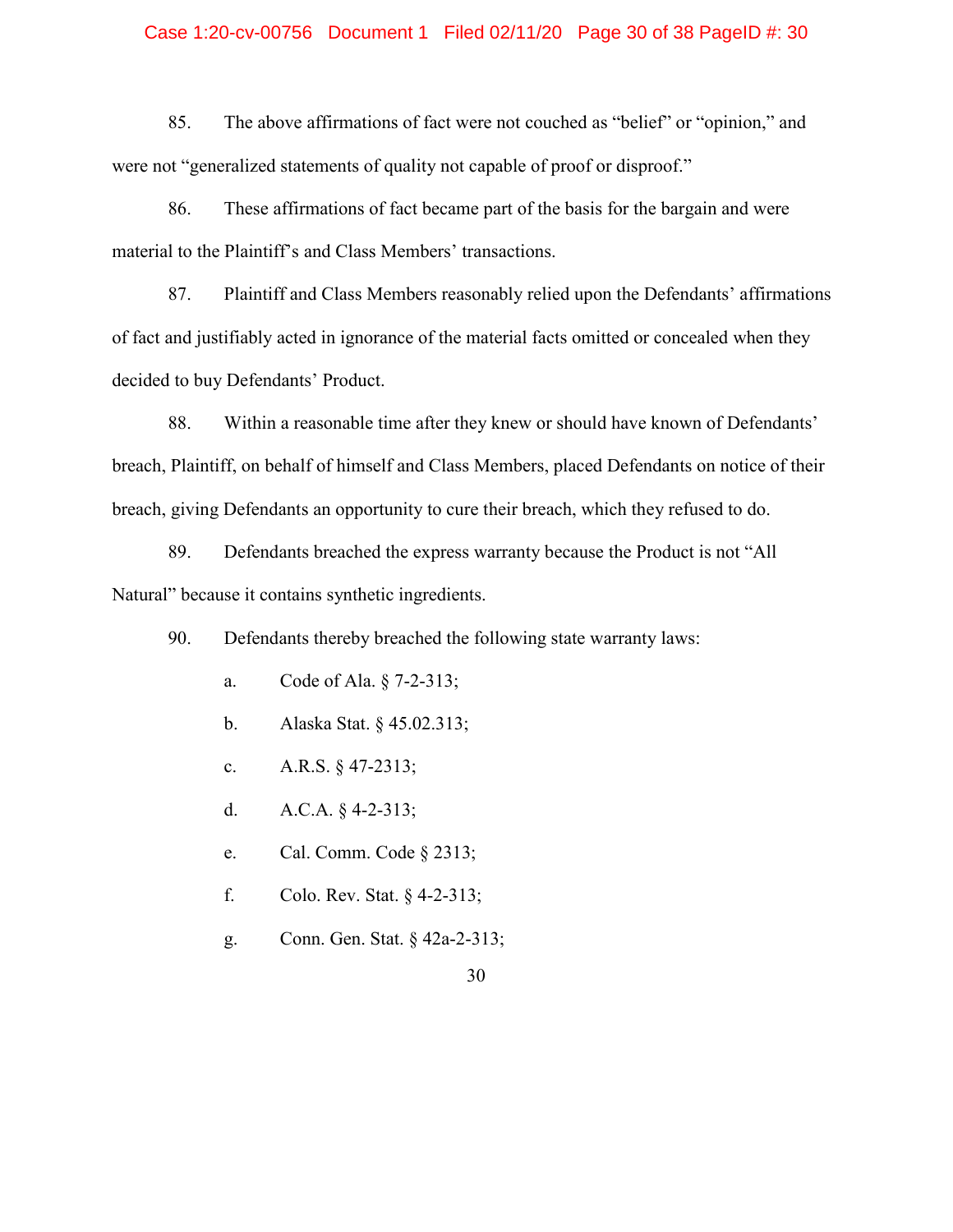85. The above affirmations of fact were not couched as "belief" or "opinion," and were not "generalized statements of quality not capable of proof or disproof."

86. These affirmations of fact became part of the basis for the bargain and were material to the Plaintiff's and Class Members' transactions.

87. Plaintiff and Class Members reasonably relied upon the Defendants' affirmations of fact and justifiably acted in ignorance of the material facts omitted or concealed when they decided to buy Defendants' Product.

88. Within a reasonable time after they knew or should have known of Defendants' breach, Plaintiff, on behalf of himself and Class Members, placed Defendants on notice of their breach, giving Defendants an opportunity to cure their breach, which they refused to do.

89. Defendants breached the express warranty because the Product is not "All Natural" because it contains synthetic ingredients.

90. Defendants thereby breached the following state warranty laws:

a. Code of Ala. § 7-2-313;

b. Alaska Stat. § 45.02.313;

c. A.R.S. § 47-2313;

d. A.C.A. § 4-2-313;

e. Cal. Comm. Code § 2313;

f. Colo. Rev. Stat. § 4-2-313;

g. Conn. Gen. Stat. § 42a-2-313;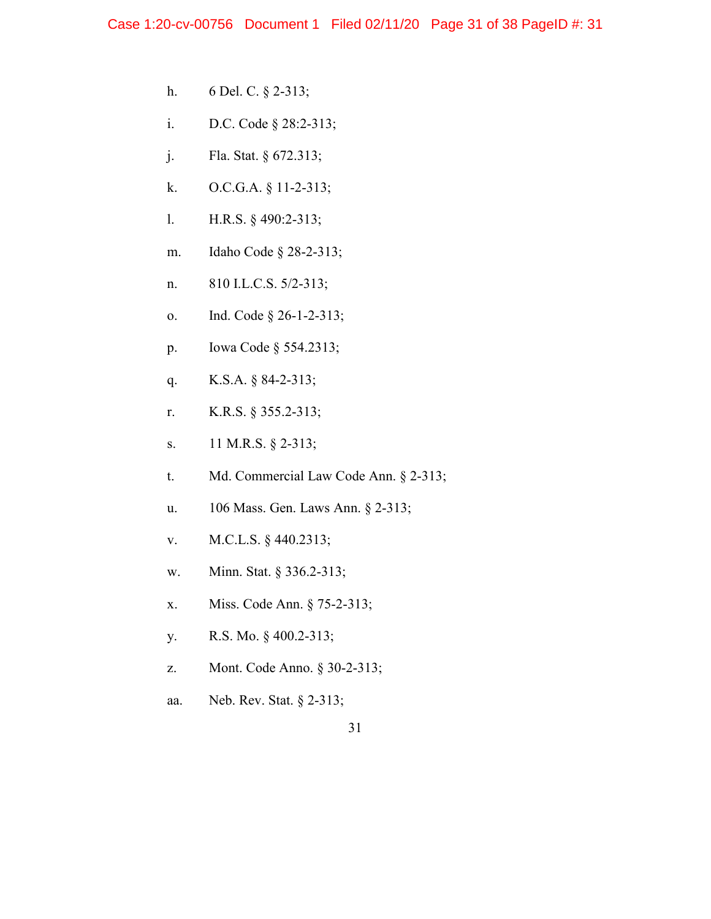h. 6 Del. C. § 2-313;

i. D.C. Code § 28:2-313;

j. Fla. Stat. § 672.313;

k. O.C.G.A. § 11-2-313;

l. H.R.S. § 490:2-313;

m. Idaho Code § 28-2-313;

n. 810 I.L.C.S. 5/2-313;

o. Ind. Code § 26-1-2-313;

p. Iowa Code § 554.2313;

q. K.S.A. § 84-2-313;

r. K.R.S. § 355.2-313;

s. 11 M.R.S. § 2-313;

t. Md. Commercial Law Code Ann. § 2-313;

u. 106 Mass. Gen. Laws Ann. § 2-313;

v. M.C.L.S. § 440.2313;

w. Minn. Stat. § 336.2-313;

x. Miss. Code Ann. § 75-2-313;

y. R.S. Mo. § 400.2-313;

z. Mont. Code Anno. § 30-2-313;

aa. Neb. Rev. Stat. § 2-313;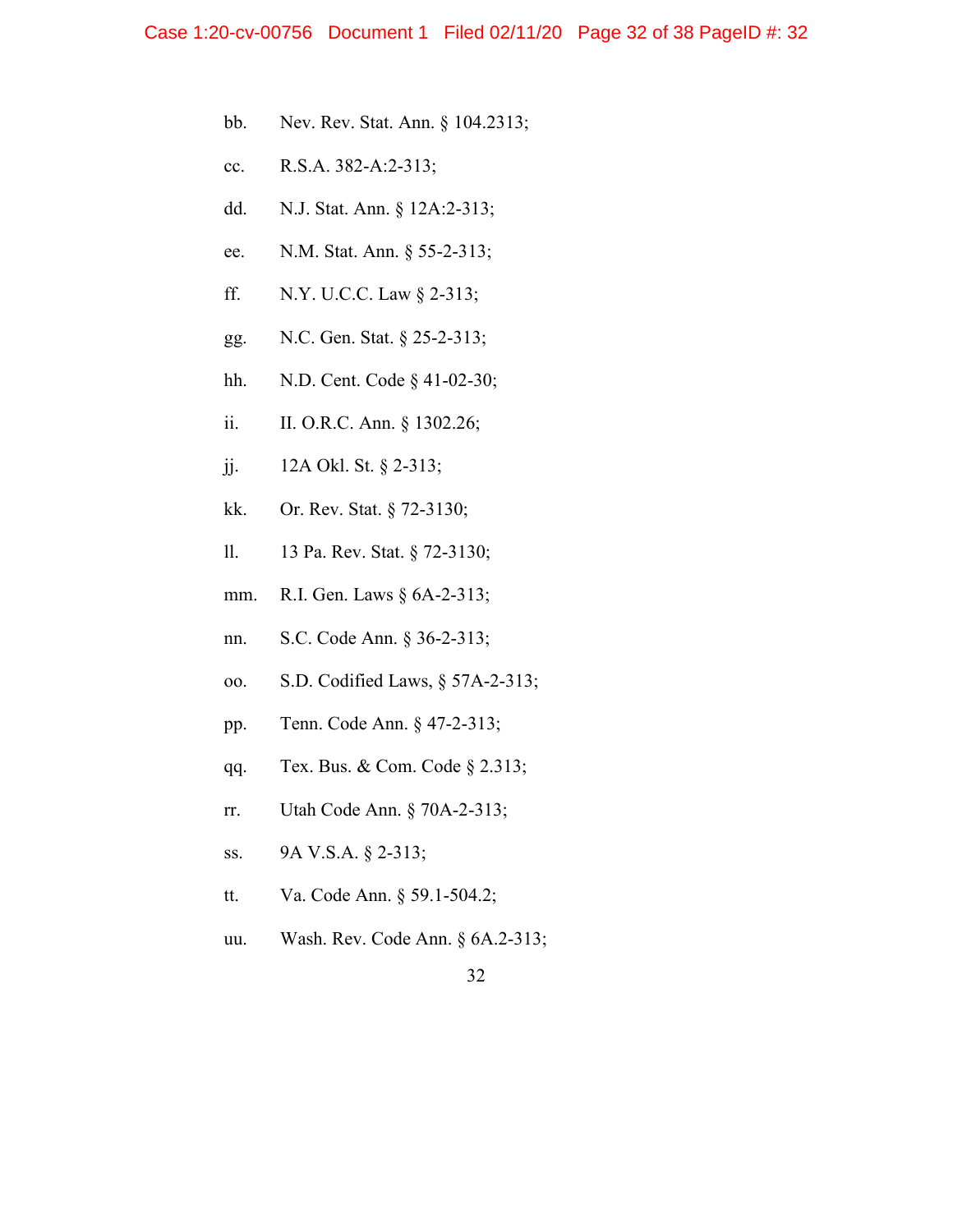bb. Nev. Rev. Stat. Ann. § 104.2313;

cc. R.S.A. 382-A:2-313;

dd. N.J. Stat. Ann. § 12A:2-313;

ee. N.M. Stat. Ann. § 55-2-313;

ff. N.Y. U.C.C. Law § 2-313;

gg. N.C. Gen. Stat. § 25-2-313;

hh. N.D. Cent. Code § 41-02-30;

ii. II. O.R.C. Ann. § 1302.26;

jj. 12A Okl. St. § 2-313;

kk. Or. Rev. Stat. § 72-3130;

ll. 13 Pa. Rev. Stat. § 72-3130;

mm. R.I. Gen. Laws § 6A-2-313;

nn. S.C. Code Ann. § 36-2-313;

oo. S.D. Codified Laws, § 57A-2-313;

pp. Tenn. Code Ann. § 47-2-313;

qq. Tex. Bus. & Com. Code § 2.313;

rr. Utah Code Ann. § 70A-2-313;

ss. 9A V.S.A. § 2-313;

tt. Va. Code Ann. § 59.1-504.2;

uu. Wash. Rev. Code Ann. § 6A.2-313;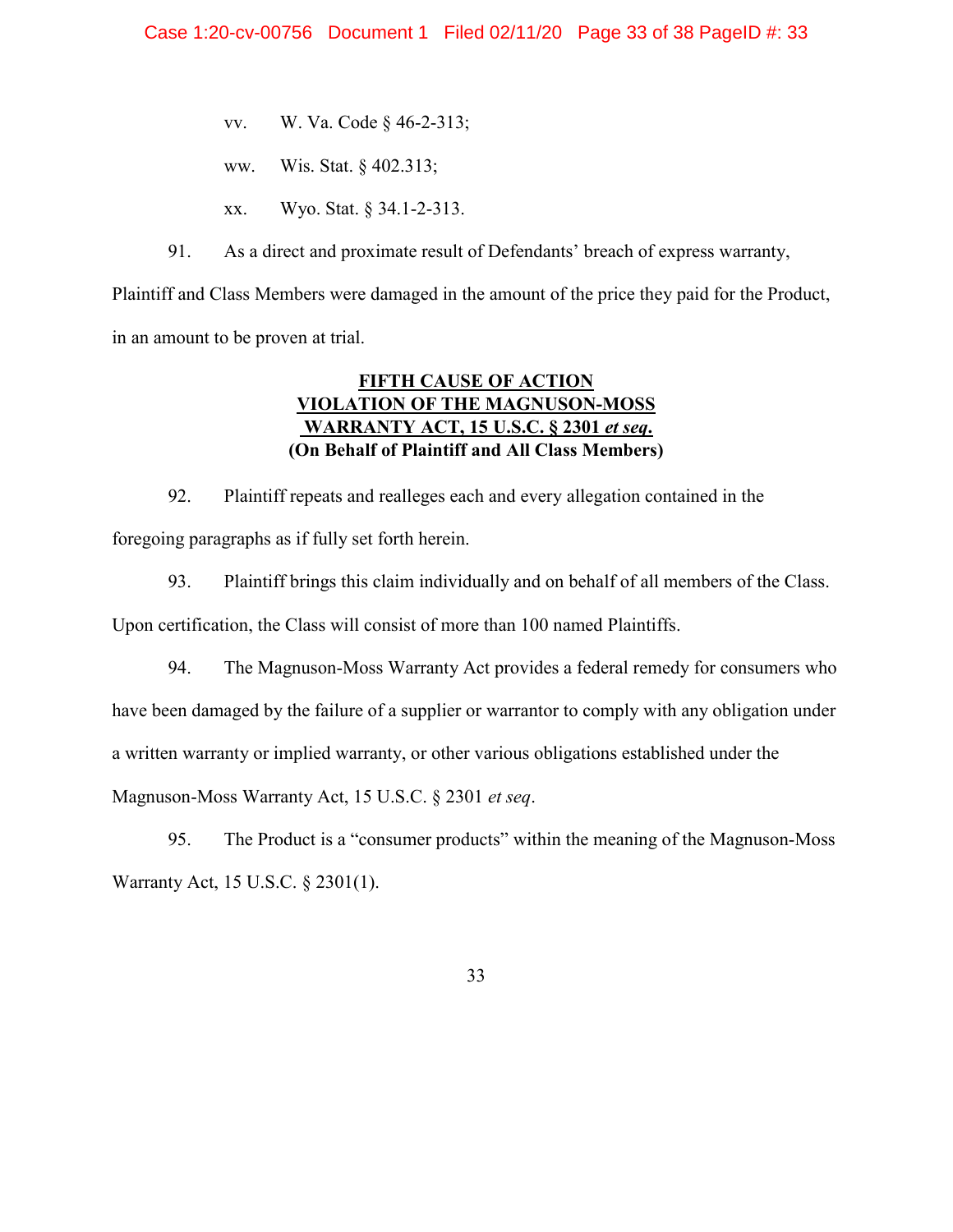vv. W. Va. Code § 46-2-313;

ww. Wis. Stat. § 402.313;

xx. Wyo. Stat. § 34.1-2-313.

91. As a direct and proximate result of Defendants' breach of express warranty, Plaintiff and Class Members were damaged in the amount of the price they paid for the Product, in an amount to be proven at trial.

**FIFTH CAUSE OF ACTION**
**VIOLATION OF THE MAGNUSON-MOSS WARRANTY ACT, 15 U.S.C. § 2301 *et seq.***
**(On Behalf of Plaintiff and All Class Members)**

92. Plaintiff repeats and realleges each and every allegation contained in the foregoing paragraphs as if fully set forth herein.

93. Plaintiff brings this claim individually and on behalf of all members of the Class. Upon certification, the Class will consist of more than 100 named Plaintiffs.

94. The Magnuson-Moss Warranty Act provides a federal remedy for consumers who have been damaged by the failure of a supplier or warrantor to comply with any obligation under a written warranty or implied warranty, or other various obligations established under the Magnuson-Moss Warranty Act, 15 U.S.C. § 2301 *et seq*.

95. The Product is a "consumer products" within the meaning of the Magnuson-Moss Warranty Act, 15 U.S.C. § 2301(1).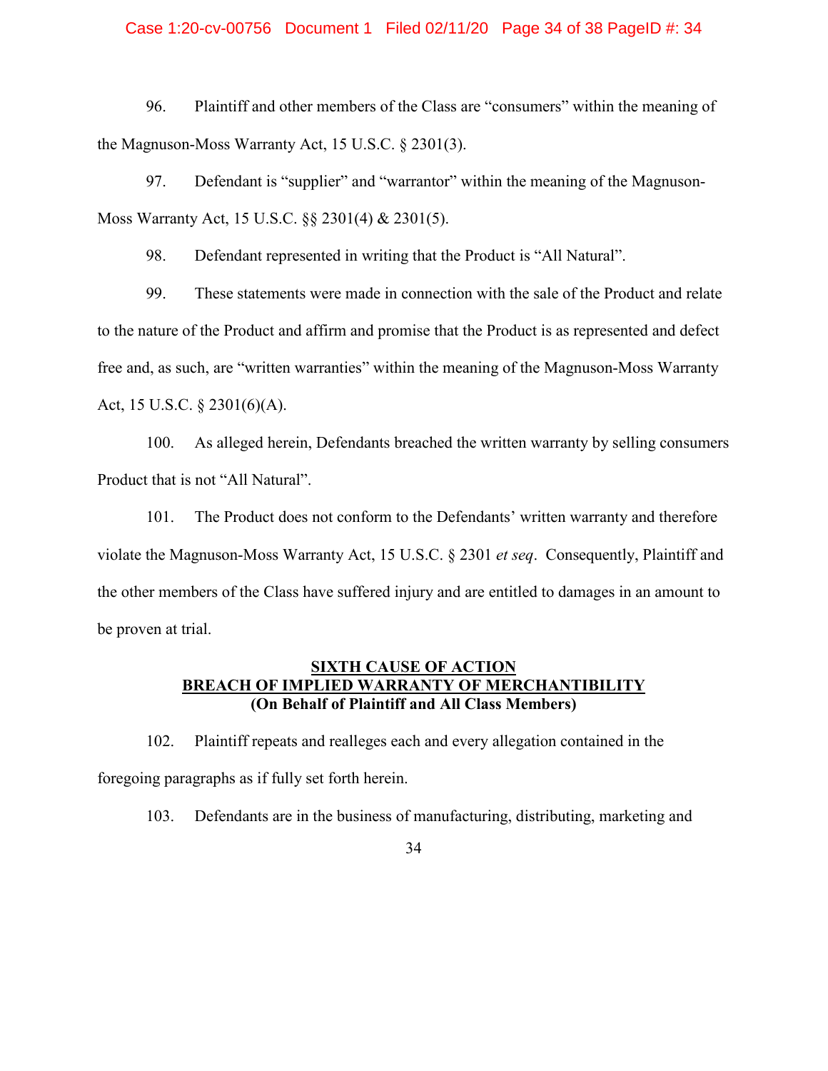96. Plaintiff and other members of the Class are "consumers" within the meaning of the Magnuson-Moss Warranty Act, 15 U.S.C. § 2301(3).

97. Defendant is "supplier" and "warrantor" within the meaning of the Magnuson-Moss Warranty Act, 15 U.S.C. §§ 2301(4) & 2301(5).

98. Defendant represented in writing that the Product is "All Natural".

99. These statements were made in connection with the sale of the Product and relate to the nature of the Product and affirm and promise that the Product is as represented and defect free and, as such, are "written warranties" within the meaning of the Magnuson-Moss Warranty Act, 15 U.S.C. § 2301(6)(A).

100. As alleged herein, Defendants breached the written warranty by selling consumers Product that is not "All Natural".

101. The Product does not conform to the Defendants' written warranty and therefore violate the Magnuson-Moss Warranty Act, 15 U.S.C. § 2301 *et seq*. Consequently, Plaintiff and the other members of the Class have suffered injury and are entitled to damages in an amount to be proven at trial.

**SIXTH CAUSE OF ACTION**
**BREACH OF IMPLIED WARRANTY OF MERCHANTIBILITY**
**(On Behalf of Plaintiff and All Class Members)**

102. Plaintiff repeats and realleges each and every allegation contained in the foregoing paragraphs as if fully set forth herein.

103. Defendants are in the business of manufacturing, distributing, marketing and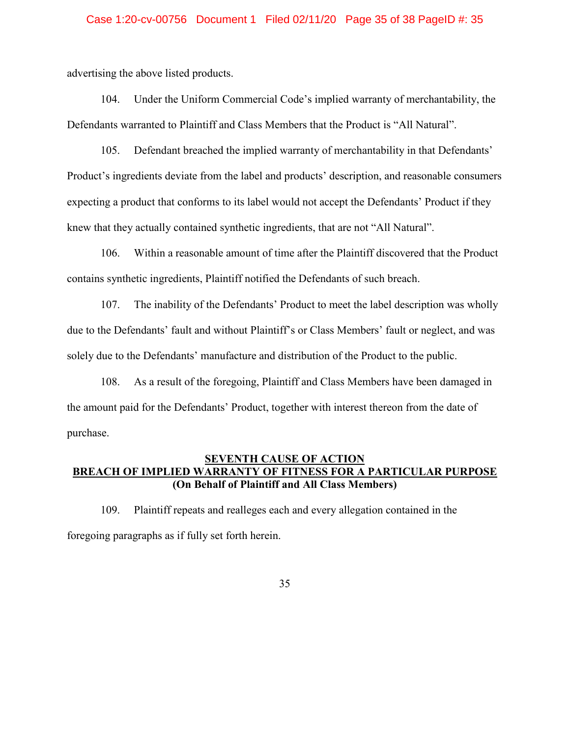advertising the above listed products.

104. Under the Uniform Commercial Code's implied warranty of merchantability, the Defendants warranted to Plaintiff and Class Members that the Product is "All Natural".

105. Defendant breached the implied warranty of merchantability in that Defendants' Product's ingredients deviate from the label and products' description, and reasonable consumers expecting a product that conforms to its label would not accept the Defendants' Product if they knew that they actually contained synthetic ingredients, that are not "All Natural".

106. Within a reasonable amount of time after the Plaintiff discovered that the Product contains synthetic ingredients, Plaintiff notified the Defendants of such breach.

107. The inability of the Defendants' Product to meet the label description was wholly due to the Defendants' fault and without Plaintiff's or Class Members' fault or neglect, and was solely due to the Defendants' manufacture and distribution of the Product to the public.

108. As a result of the foregoing, Plaintiff and Class Members have been damaged in the amount paid for the Defendants' Product, together with interest thereon from the date of purchase.

**SEVENTH CAUSE OF ACTION**
**BREACH OF IMPLIED WARRANTY OF FITNESS FOR A PARTICULAR PURPOSE**
**(On Behalf of Plaintiff and All Class Members)**

109. Plaintiff repeats and realleges each and every allegation contained in the foregoing paragraphs as if fully set forth herein.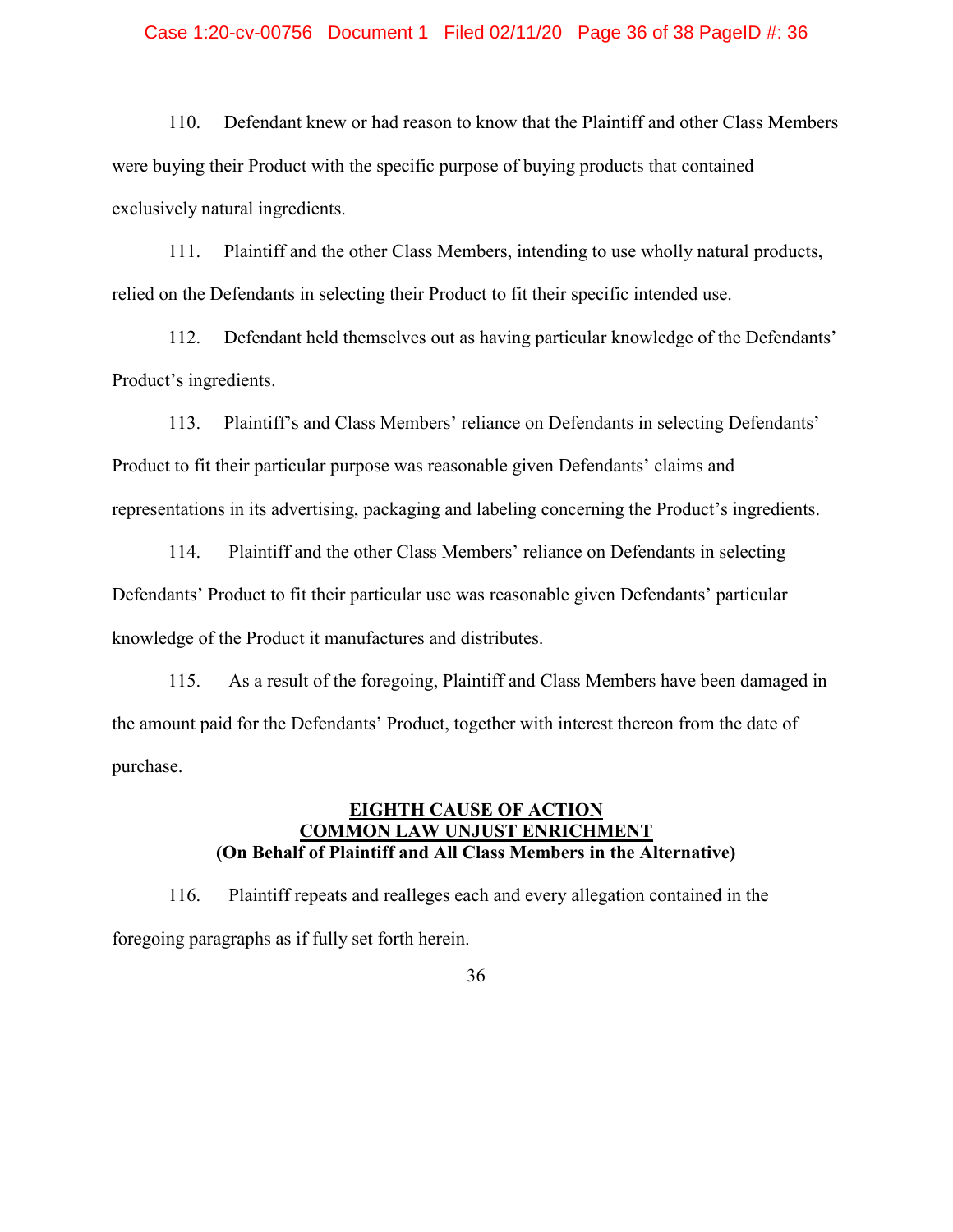110. Defendant knew or had reason to know that the Plaintiff and other Class Members were buying their Product with the specific purpose of buying products that contained exclusively natural ingredients.

111. Plaintiff and the other Class Members, intending to use wholly natural products, relied on the Defendants in selecting their Product to fit their specific intended use.

112. Defendant held themselves out as having particular knowledge of the Defendants' Product's ingredients.

113. Plaintiff's and Class Members' reliance on Defendants in selecting Defendants' Product to fit their particular purpose was reasonable given Defendants' claims and representations in its advertising, packaging and labeling concerning the Product's ingredients.

114. Plaintiff and the other Class Members' reliance on Defendants in selecting Defendants' Product to fit their particular use was reasonable given Defendants' particular knowledge of the Product it manufactures and distributes.

115. As a result of the foregoing, Plaintiff and Class Members have been damaged in the amount paid for the Defendants' Product, together with interest thereon from the date of purchase.

## EIGHTH CAUSE OF ACTION
## COMMON LAW UNJUST ENRICHMENT
**(On Behalf of Plaintiff and All Class Members in the Alternative)**

116. Plaintiff repeats and realleges each and every allegation contained in the foregoing paragraphs as if fully set forth herein.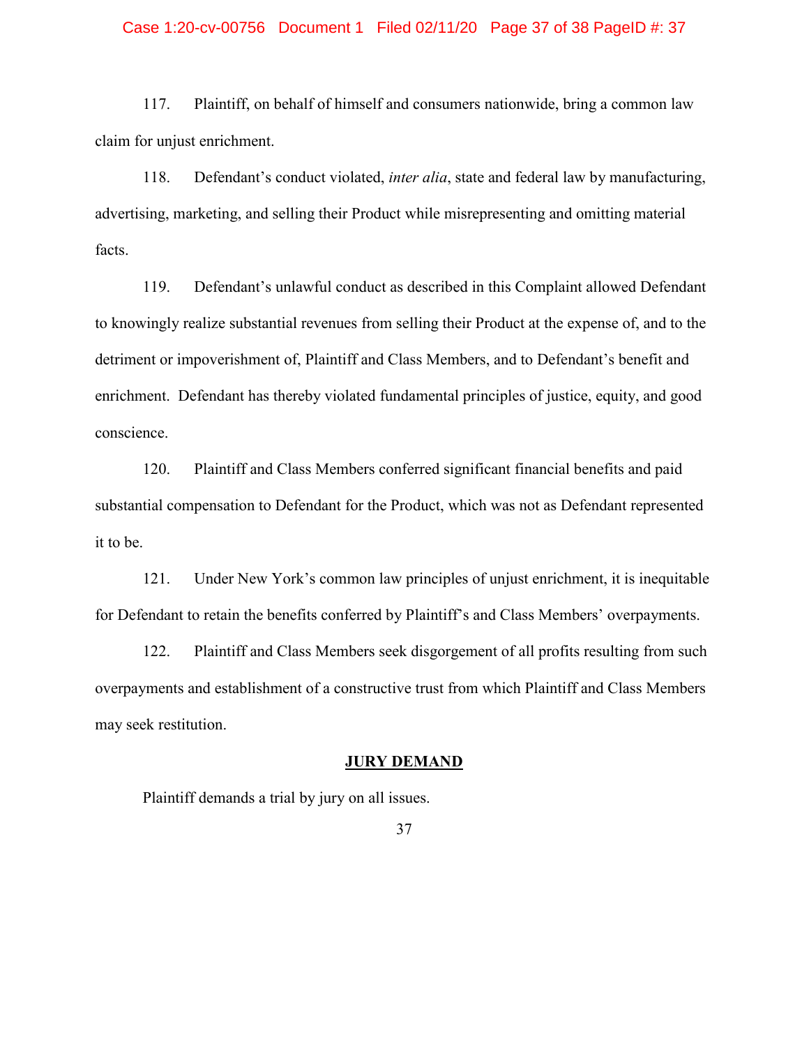117. Plaintiff, on behalf of himself and consumers nationwide, bring a common law claim for unjust enrichment.

118. Defendant's conduct violated, *inter alia*, state and federal law by manufacturing, advertising, marketing, and selling their Product while misrepresenting and omitting material facts.

119. Defendant's unlawful conduct as described in this Complaint allowed Defendant to knowingly realize substantial revenues from selling their Product at the expense of, and to the detriment or impoverishment of, Plaintiff and Class Members, and to Defendant's benefit and enrichment. Defendant has thereby violated fundamental principles of justice, equity, and good conscience.

120. Plaintiff and Class Members conferred significant financial benefits and paid substantial compensation to Defendant for the Product, which was not as Defendant represented it to be.

121. Under New York's common law principles of unjust enrichment, it is inequitable for Defendant to retain the benefits conferred by Plaintiff's and Class Members' overpayments.

122. Plaintiff and Class Members seek disgorgement of all profits resulting from such overpayments and establishment of a constructive trust from which Plaintiff and Class Members may seek restitution.

## JURY DEMAND

Plaintiff demands a trial by jury on all issues.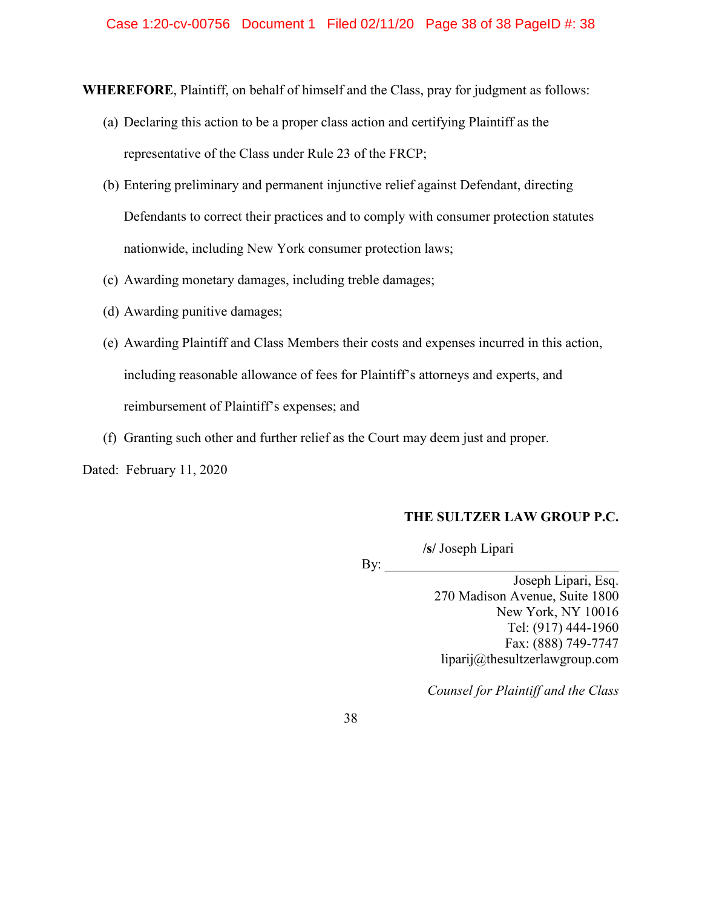**WHEREFORE**, Plaintiff, on behalf of himself and the Class, pray for judgment as follows:

(a) Declaring this action to be a proper class action and certifying Plaintiff as the representative of the Class under Rule 23 of the FRCP;

(b) Entering preliminary and permanent injunctive relief against Defendant, directing Defendants to correct their practices and to comply with consumer protection statutes nationwide, including New York consumer protection laws;

(c) Awarding monetary damages, including treble damages;

(d) Awarding punitive damages;

(e) Awarding Plaintiff and Class Members their costs and expenses incurred in this action, including reasonable allowance of fees for Plaintiff's attorneys and experts, and reimbursement of Plaintiff's expenses; and

(f) Granting such other and further relief as the Court may deem just and proper.

Dated: February 11, 2020

**THE SULTZER LAW GROUP P.C.**

By: **/s/** Joseph Lipari

Joseph Lipari, Esq.
270 Madison Avenue, Suite 1800
New York, NY 10016
Tel: (917) 444-1960
Fax: (888) 749-7747
liparij@thesultzerlawgroup.com

*Counsel for Plaintiff and the Class*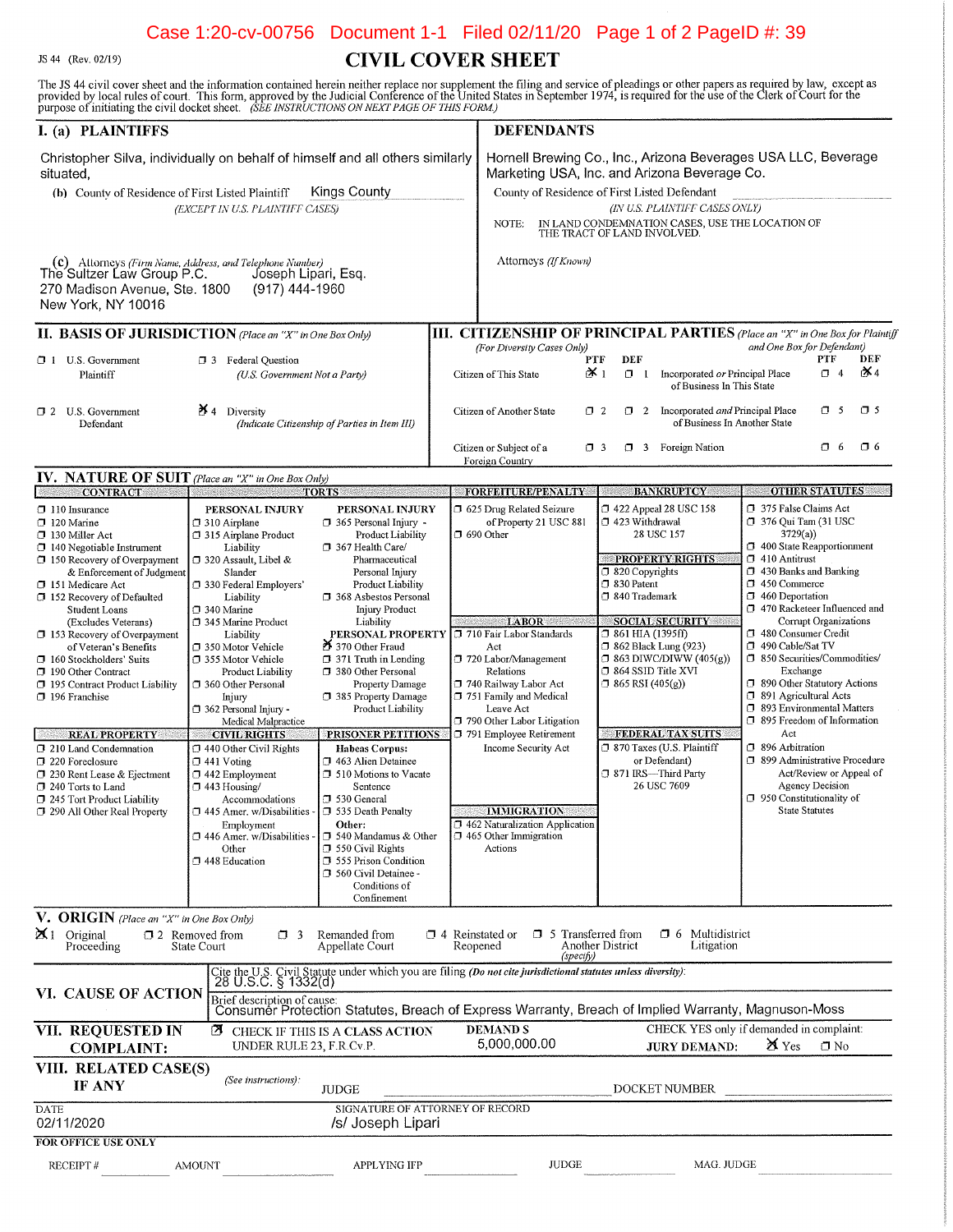JS 44 (Rev. 02/19)

# CIVIL COVER SHEET

The JS 44 civil cover sheet and the information contained herein neither replace nor supplement the filing and service of pleadings or other papers as required by law, except as provided by local rules of court. This form, approved by the Judicial Conference of the United States in September 1974, is required for the use of the Clerk of Court for the purpose of initiating the civil docket sheet. *(SEE INSTRUCTIONS ON NEXT PAGE OF THIS FORM.)*

## I. (a) PLAINTIFFS

Christopher Silva, individually on behalf of himself and all others similarly situated,

**(b)** County of Residence of First Listed Plaintiff: Kings County
*(EXCEPT IN U.S. PLAINTIFF CASES)*

**(c)** Attorneys *(Firm Name, Address, and Telephone Number)*
The Sultzer Law Group P.C.
270 Madison Avenue, Ste. 1800
New York, NY 10016
Joseph Lipari, Esq.
(917) 444-1960

## DEFENDANTS

Hornell Brewing Co., Inc., Arizona Beverages USA LLC, Beverage Marketing USA, Inc. and Arizona Beverage Co.

County of Residence of First Listed Defendant
*(IN U.S. PLAINTIFF CASES ONLY)*

NOTE: IN LAND CONDEMNATION CASES, USE THE LOCATION OF THE TRACT OF LAND INVOLVED.

Attorneys *(If Known)*

## II. BASIS OF JURISDICTION *(Place an "X" in One Box Only)*

- ☐ 1 U.S. Government Plaintiff
- ☐ 3 Federal Question *(U.S. Government Not a Party)*
- ☐ 2 U.S. Government Defendant
- ☒ 4 Diversity *(Indicate Citizenship of Parties in Item III)*

## III. CITIZENSHIP OF PRINCIPAL PARTIES *(Place an "X" in One Box for Plaintiff and One Box for Defendant)* *(For Diversity Cases Only)*

| | PTF | DEF | | PTF | DEF |
|---|---|---|---|---|---|
| Citizen of This State | ☒ 1 | ☐ 1 | Incorporated *or* Principal Place of Business In This State | ☐ 4 | ☒ 4 |
| Citizen of Another State | ☐ 2 | ☐ 2 | Incorporated *and* Principal Place of Business In Another State | ☐ 5 | ☐ 5 |
| Citizen or Subject of a Foreign Country | ☐ 3 | ☐ 3 | Foreign Nation | ☐ 6 | ☐ 6 |

## IV. NATURE OF SUIT *(Place an "X" in One Box Only)*

**CONTRACT**
- ☐ 110 Insurance
- ☐ 120 Marine
- ☐ 130 Miller Act
- ☐ 140 Negotiable Instrument
- ☐ 150 Recovery of Overpayment & Enforcement of Judgment
- ☐ 151 Medicare Act
- ☐ 152 Recovery of Defaulted Student Loans (Excludes Veterans)
- ☐ 153 Recovery of Overpayment of Veteran's Benefits
- ☐ 160 Stockholders' Suits
- ☐ 190 Other Contract
- ☐ 195 Contract Product Liability
- ☐ 196 Franchise

**REAL PROPERTY**
- ☐ 210 Land Condemnation
- ☐ 220 Foreclosure
- ☐ 230 Rent Lease & Ejectment
- ☐ 240 Torts to Land
- ☐ 245 Tort Product Liability
- ☐ 290 All Other Real Property

**TORTS — PERSONAL INJURY**
- ☐ 310 Airplane
- ☐ 315 Airplane Product Liability
- ☐ 320 Assault, Libel & Slander
- ☐ 330 Federal Employers' Liability
- ☐ 340 Marine
- ☐ 345 Marine Product Liability
- ☐ 350 Motor Vehicle
- ☐ 355 Motor Vehicle Product Liability
- ☐ 360 Other Personal Injury
- ☐ 362 Personal Injury - Medical Malpractice

**TORTS — PERSONAL INJURY**
- ☐ 365 Personal Injury - Product Liability
- ☐ 367 Health Care/ Pharmaceutical Personal Injury Product Liability
- ☐ 368 Asbestos Personal Injury Product Liability

**PERSONAL PROPERTY**
- ☒ 370 Other Fraud
- ☐ 371 Truth in Lending
- ☐ 380 Other Personal Property Damage
- ☐ 385 Property Damage Product Liability

**CIVIL RIGHTS**
- ☐ 440 Other Civil Rights
- ☐ 441 Voting
- ☐ 442 Employment
- ☐ 443 Housing/ Accommodations
- ☐ 445 Amer. w/Disabilities - Employment
- ☐ 446 Amer. w/Disabilities - Other
- ☐ 448 Education

**PRISONER PETITIONS**
Habeas Corpus:
- ☐ 463 Alien Detainee
- ☐ 510 Motions to Vacate Sentence
- ☐ 530 General
- ☐ 535 Death Penalty

Other:
- ☐ 540 Mandamus & Other
- ☐ 550 Civil Rights
- ☐ 555 Prison Condition
- ☐ 560 Civil Detainee - Conditions of Confinement

**FORFEITURE/PENALTY**
- ☐ 625 Drug Related Seizure of Property 21 USC 881
- ☐ 690 Other

**LABOR**
- ☐ 710 Fair Labor Standards Act
- ☐ 720 Labor/Management Relations
- ☐ 740 Railway Labor Act
- ☐ 751 Family and Medical Leave Act
- ☐ 790 Other Labor Litigation
- ☐ 791 Employee Retirement Income Security Act

**IMMIGRATION**
- ☐ 462 Naturalization Application
- ☐ 465 Other Immigration Actions

**BANKRUPTCY**
- ☐ 422 Appeal 28 USC 158
- ☐ 423 Withdrawal 28 USC 157

**PROPERTY RIGHTS**
- ☐ 820 Copyrights
- ☐ 830 Patent
- ☐ 840 Trademark

**SOCIAL SECURITY**
- ☐ 861 HIA (1395ff)
- ☐ 862 Black Lung (923)
- ☐ 863 DIWC/DIWW (405(g))
- ☐ 864 SSID Title XVI
- ☐ 865 RSI (405(g))

**FEDERAL TAX SUITS**
- ☐ 870 Taxes (U.S. Plaintiff or Defendant)
- ☐ 871 IRS—Third Party 26 USC 7609

**OTHER STATUTES**
- ☐ 375 False Claims Act
- ☐ 376 Qui Tam (31 USC 3729(a))
- ☐ 400 State Reapportionment
- ☐ 410 Antitrust
- ☐ 430 Banks and Banking
- ☐ 450 Commerce
- ☐ 460 Deportation
- ☐ 470 Racketeer Influenced and Corrupt Organizations
- ☐ 480 Consumer Credit
- ☐ 490 Cable/Sat TV
- ☐ 850 Securities/Commodities/ Exchange
- ☐ 890 Other Statutory Actions
- ☐ 891 Agricultural Acts
- ☐ 893 Environmental Matters
- ☐ 895 Freedom of Information Act
- ☐ 896 Arbitration
- ☐ 899 Administrative Procedure Act/Review or Appeal of Agency Decision
- ☐ 950 Constitutionality of State Statutes

## V. ORIGIN *(Place an "X" in One Box Only)*

- ☒ 1 Original Proceeding
- ☐ 2 Removed from State Court
- ☐ 3 Remanded from Appellate Court
- ☐ 4 Reinstated or Reopened
- ☐ 5 Transferred from Another District *(specify)*
- ☐ 6 Multidistrict Litigation

## VI. CAUSE OF ACTION

Cite the U.S. Civil Statute under which you are filing *(Do not cite jurisdictional statutes unless diversity)*: 28 U.S.C. § 1332(d)

Brief description of cause: Consumer Protection Statutes, Breach of Express Warranty, Breach of Implied Warranty, Magnuson-Moss

## VII. REQUESTED IN COMPLAINT:

☒ CHECK IF THIS IS A CLASS ACTION UNDER RULE 23, F.R.Cv.P.

DEMAND $ 5,000,000.00

CHECK YES only if demanded in complaint: JURY DEMAND: ☒ Yes ☐ No

## VIII. RELATED CASE(S) IF ANY

*(See instructions)*: JUDGE ______ DOCKET NUMBER ______

DATE: 02/11/2020

SIGNATURE OF ATTORNEY OF RECORD: /s/ Joseph Lipari

**FOR OFFICE USE ONLY**

RECEIPT # ______ AMOUNT ______ APPLYING IFP ______ JUDGE ______ MAG. JUDGE ______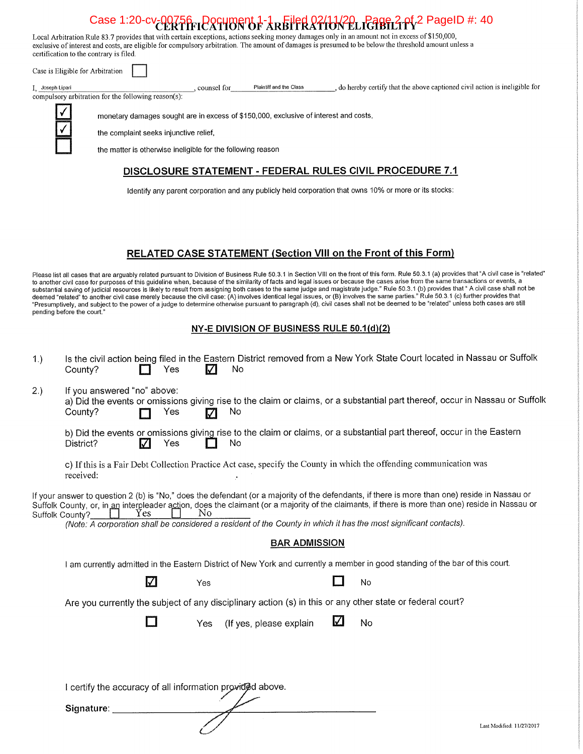# CERTIFICATION OF ARBITRATION ELIGIBILITY

Local Arbitration Rule 83.7 provides that with certain exceptions, actions seeking money damages only in an amount not in excess of $150,000, exclusive of interest and costs, are eligible for compulsory arbitration. The amount of damages is presumed to be below the threshold amount unless a certification to the contrary is filed.

Case is Eligible for Arbitration ☐

I, Joseph Lipari, counsel for Plaintiff and the Class, do hereby certify that the above captioned civil action is ineligible for compulsory arbitration for the following reason(s):

☑ monetary damages sought are in excess of $150,000, exclusive of interest and costs,

☑ the complaint seeks injunctive relief,

☐ the matter is otherwise ineligible for the following reason

## DISCLOSURE STATEMENT - FEDERAL RULES CIVIL PROCEDURE 7.1

Identify any parent corporation and any publicly held corporation that owns 10% or more or its stocks:

## RELATED CASE STATEMENT (Section VIII on the Front of this Form)

Please list all cases that are arguably related pursuant to Division of Business Rule 50.3.1 in Section VIII on the front of this form. Rule 50.3.1 (a) provides that "A civil case is "related" to another civil case for purposes of this guideline when, because of the similarity of facts and legal issues or because the cases arise from the same transactions or events, a substantial saving of judicial resources is likely to result from assigning both cases to the same judge and magistrate judge." Rule 50.3.1 (b) provides that " A civil case shall not be deemed "related" to another civil case merely because the civil case: (A) involves identical legal issues, or (B) involves the same parties." Rule 50.3.1 (c) further provides that "Presumptively, and subject to the power of a judge to determine otherwise pursuant to paragraph (d), civil cases shall not be deemed to be "related" unless both cases are still pending before the court."

## NY-E DIVISION OF BUSINESS RULE 50.1(d)(2)

1.) Is the civil action being filed in the Eastern District removed from a New York State Court located in Nassau or Suffolk County? ☐ Yes ☑ No

2.) If you answered "no" above:

a) Did the events or omissions giving rise to the claim or claims, or a substantial part thereof, occur in Nassau or Suffolk County? ☐ Yes ☑ No

b) Did the events or omissions giving rise to the claim or claims, or a substantial part thereof, occur in the Eastern District? ☑ Yes ☐ No

c) If this is a Fair Debt Collection Practice Act case, specify the County in which the offending communication was received:

If your answer to question 2 (b) is "No," does the defendant (or a majority of the defendants, if there is more than one) reside in Nassau or Suffolk County, or, in an interpleader action, does the claimant (or a majority of the claimants, if there is more than one) reside in Nassau or Suffolk County? ☐ Yes ☐ No

*(Note: A corporation shall be considered a resident of the County in which it has the most significant contacts).*

## BAR ADMISSION

I am currently admitted in the Eastern District of New York and currently a member in good standing of the bar of this court.

☑ Yes ☐ No

Are you currently the subject of any disciplinary action (s) in this or any other state or federal court?

☐ Yes (If yes, please explain ☑ No

I certify the accuracy of all information provided above.

**Signature:** _______________________

Last Modified: 11/27/2017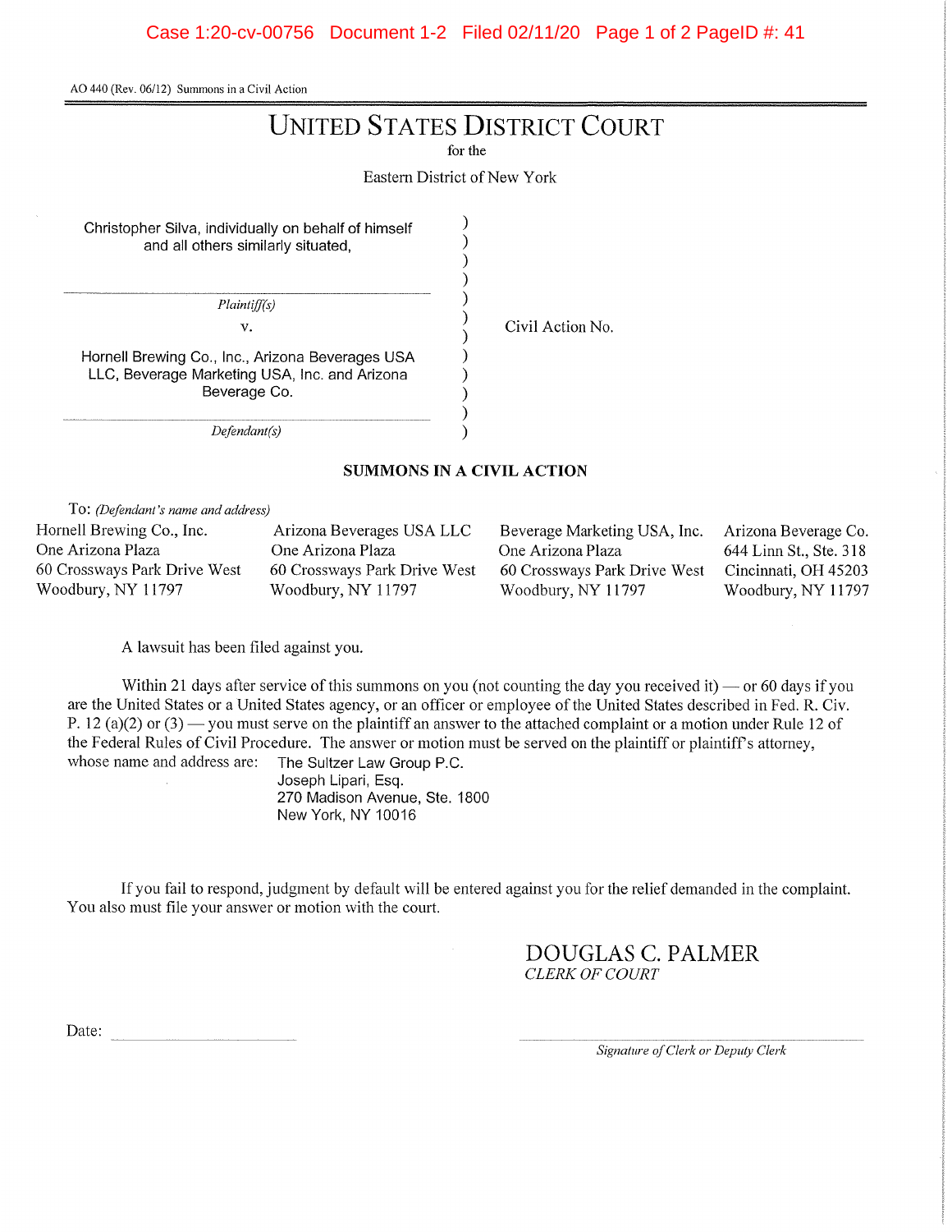AO 440 (Rev. 06/12) Summons in a Civil Action

# UNITED STATES DISTRICT COURT

for the

Eastern District of New York

Christopher Silva, individually on behalf of himself and all others similarly situated,

*Plaintiff(s)*

v.

Hornell Brewing Co., Inc., Arizona Beverages USA LLC, Beverage Marketing USA, Inc. and Arizona Beverage Co.

*Defendant(s)*

Civil Action No.

## SUMMONS IN A CIVIL ACTION

To: *(Defendant's name and address)*

Hornell Brewing Co., Inc.
One Arizona Plaza
60 Crossways Park Drive West
Woodbury, NY 11797

Arizona Beverages USA LLC
One Arizona Plaza
60 Crossways Park Drive West
Woodbury, NY 11797

Beverage Marketing USA, Inc.
One Arizona Plaza
60 Crossways Park Drive West
Woodbury, NY 11797

Arizona Beverage Co.
644 Linn St., Ste. 318
Cincinnati, OH 45203
Woodbury, NY 11797

A lawsuit has been filed against you.

Within 21 days after service of this summons on you (not counting the day you received it) — or 60 days if you are the United States or a United States agency, or an officer or employee of the United States described in Fed. R. Civ. P. 12 (a)(2) or (3) — you must serve on the plaintiff an answer to the attached complaint or a motion under Rule 12 of the Federal Rules of Civil Procedure. The answer or motion must be served on the plaintiff or plaintiff's attorney, whose name and address are:

The Sultzer Law Group P.C.
Joseph Lipari, Esq.
270 Madison Avenue, Ste. 1800
New York, NY 10016

If you fail to respond, judgment by default will be entered against you for the relief demanded in the complaint. You also must file your answer or motion with the court.

DOUGLAS C. PALMER
*CLERK OF COURT*

Date: \_\_\_\_\_\_\_\_\_\_\_\_\_\_\_\_

\_\_\_\_\_\_\_\_\_\_\_\_\_\_\_\_\_\_\_\_\_\_\_\_
*Signature of Clerk or Deputy Clerk*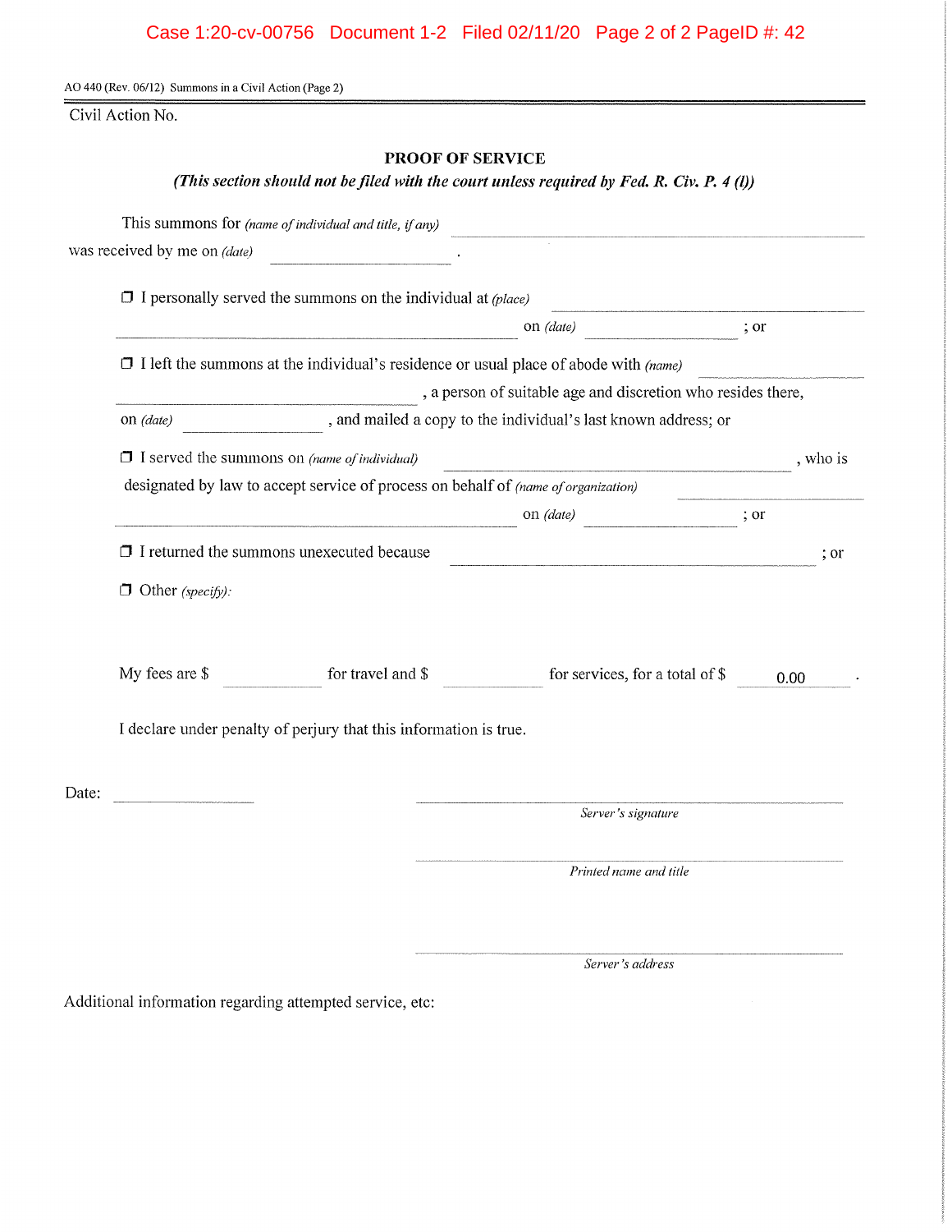AO 440 (Rev. 06/12) Summons in a Civil Action (Page 2)

Civil Action No.

## PROOF OF SERVICE

***(This section should not be filed with the court unless required by Fed. R. Civ. P. 4 (l))***

This summons for *(name of individual and title, if any)* ______________________________

was received by me on *(date)* ____________________ .

❒ I personally served the summons on the individual at *(place)* ______________________________ on *(date)* ______________ ; or

❒ I left the summons at the individual's residence or usual place of abode with *(name)* ______________________________ , a person of suitable age and discretion who resides there, on *(date)* ______________ , and mailed a copy to the individual's last known address; or

❒ I served the summons on *(name of individual)* ______________________________ , who is designated by law to accept service of process on behalf of *(name of organization)* ______________________________ on *(date)* ______________ ; or

❒ I returned the summons unexecuted because ______________________________ ; or

❒ Other *(specify)*:

My fees are $ __________ for travel and $ __________ for services, for a total of $ 0.00 .

I declare under penalty of perjury that this information is true.

Date: ______________

______________________________
*Server's signature*

______________________________
*Printed name and title*

______________________________
*Server's address*

Additional information regarding attempted service, etc: